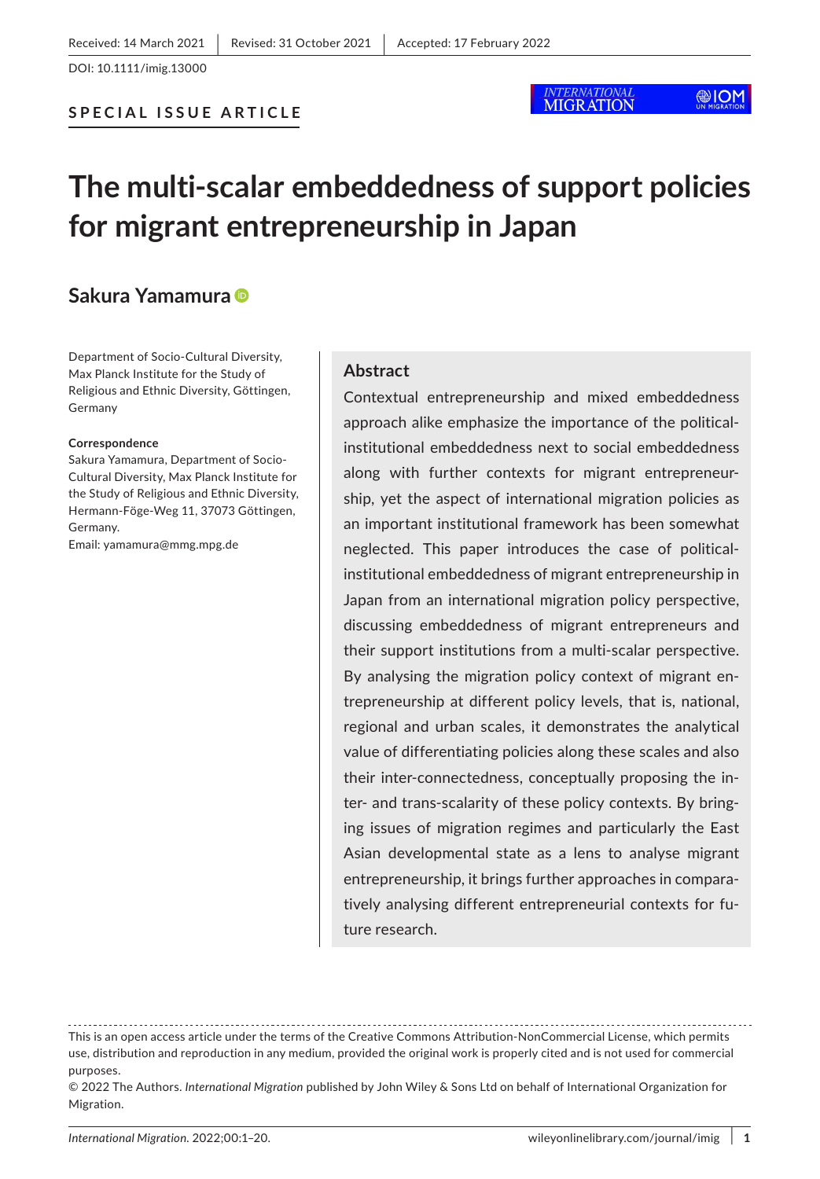Received: 14 March 2021 | Revised: 31 October 2021 | Accepted: 17 February 2022

DOI: 10.1111/imig.13000

**SPECIAL ISSUE ARTICLE**

# The multi-scalar embeddedness of support policies for migrant entrepreneurship in Japan

**Sakura Yamamura**

Department of Socio-Cultural Diversity, Max Planck Institute for the Study of Religious and Ethnic Diversity, Göttingen, Germany

**Correspondence**
Sakura Yamamura, Department of Socio-Cultural Diversity, Max Planck Institute for the Study of Religious and Ethnic Diversity, Hermann-Föge-Weg 11, 37073 Göttingen, Germany.
Email: yamamura@mmg.mpg.de

## Abstract

Contextual entrepreneurship and mixed embeddedness approach alike emphasize the importance of the political-institutional embeddedness next to social embeddedness along with further contexts for migrant entrepreneurship, yet the aspect of international migration policies as an important institutional framework has been somewhat neglected. This paper introduces the case of political-institutional embeddedness of migrant entrepreneurship in Japan from an international migration policy perspective, discussing embeddedness of migrant entrepreneurs and their support institutions from a multi-scalar perspective. By analysing the migration policy context of migrant entrepreneurship at different policy levels, that is, national, regional and urban scales, it demonstrates the analytical value of differentiating policies along these scales and also their inter-connectedness, conceptually proposing the inter- and trans-scalarity of these policy contexts. By bringing issues of migration regimes and particularly the East Asian developmental state as a lens to analyse migrant entrepreneurship, it brings further approaches in comparatively analysing different entrepreneurial contexts for future research.

This is an open access article under the terms of the Creative Commons Attribution-NonCommercial License, which permits use, distribution and reproduction in any medium, provided the original work is properly cited and is not used for commercial purposes.
© 2022 The Authors. *International Migration* published by John Wiley & Sons Ltd on behalf of International Organization for Migration.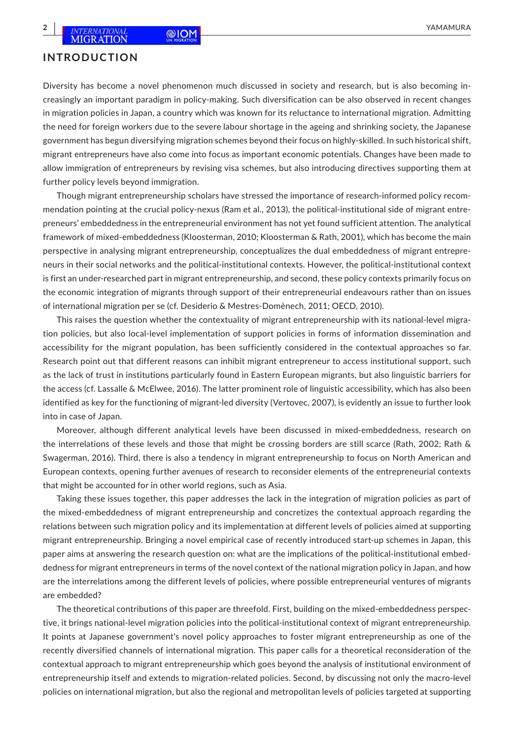## INTRODUCTION

Diversity has become a novel phenomenon much discussed in society and research, but is also becoming increasingly an important paradigm in policy-making. Such diversification can be also observed in recent changes in migration policies in Japan, a country which was known for its reluctance to international migration. Admitting the need for foreign workers due to the severe labour shortage in the ageing and shrinking society, the Japanese government has begun diversifying migration schemes beyond their focus on highly-skilled. In such historical shift, migrant entrepreneurs have also come into focus as important economic potentials. Changes have been made to allow immigration of entrepreneurs by revising visa schemes, but also introducing directives supporting them at further policy levels beyond immigration.

Though migrant entrepreneurship scholars have stressed the importance of research-informed policy recommendation pointing at the crucial policy-nexus (Ram et al., 2013), the political-institutional side of migrant entrepreneurs' embeddedness in the entrepreneurial environment has not yet found sufficient attention. The analytical framework of mixed-embeddedness (Kloosterman, 2010; Kloosterman & Rath, 2001), which has become the main perspective in analysing migrant entrepreneurship, conceptualizes the dual embeddedness of migrant entrepreneurs in their social networks and the political-institutional contexts. However, the political-institutional context is first an under-researched part in migrant entrepreneurship, and second, these policy contexts primarily focus on the economic integration of migrants through support of their entrepreneurial endeavours rather than on issues of international migration per se (cf. Desiderio & Mestres-Domènech, 2011; OECD, 2010).

This raises the question whether the contextuality of migrant entrepreneurship with its national-level migration policies, but also local-level implementation of support policies in forms of information dissemination and accessibility for the migrant population, has been sufficiently considered in the contextual approaches so far. Research point out that different reasons can inhibit migrant entrepreneur to access institutional support, such as the lack of trust in institutions particularly found in Eastern European migrants, but also linguistic barriers for the access (cf. Lassalle & McElwee, 2016). The latter prominent role of linguistic accessibility, which has also been identified as key for the functioning of migrant-led diversity (Vertovec, 2007), is evidently an issue to further look into in case of Japan.

Moreover, although different analytical levels have been discussed in mixed-embeddedness, research on the interrelations of these levels and those that might be crossing borders are still scarce (Rath, 2002; Rath & Swagerman, 2016). Third, there is also a tendency in migrant entrepreneurship to focus on North American and European contexts, opening further avenues of research to reconsider elements of the entrepreneurial contexts that might be accounted for in other world regions, such as Asia.

Taking these issues together, this paper addresses the lack in the integration of migration policies as part of the mixed-embeddedness of migrant entrepreneurship and concretizes the contextual approach regarding the relations between such migration policy and its implementation at different levels of policies aimed at supporting migrant entrepreneurship. Bringing a novel empirical case of recently introduced start-up schemes in Japan, this paper aims at answering the research question on: what are the implications of the political-institutional embeddedness for migrant entrepreneurs in terms of the novel context of the national migration policy in Japan, and how are the interrelations among the different levels of policies, where possible entrepreneurial ventures of migrants are embedded?

The theoretical contributions of this paper are threefold. First, building on the mixed-embeddedness perspective, it brings national-level migration policies into the political-institutional context of migrant entrepreneurship. It points at Japanese government's novel policy approaches to foster migrant entrepreneurship as one of the recently diversified channels of international migration. This paper calls for a theoretical reconsideration of the contextual approach to migrant entrepreneurship which goes beyond the analysis of institutional environment of entrepreneurship itself and extends to migration-related policies. Second, by discussing not only the macro-level policies on international migration, but also the regional and metropolitan levels of policies targeted at supporting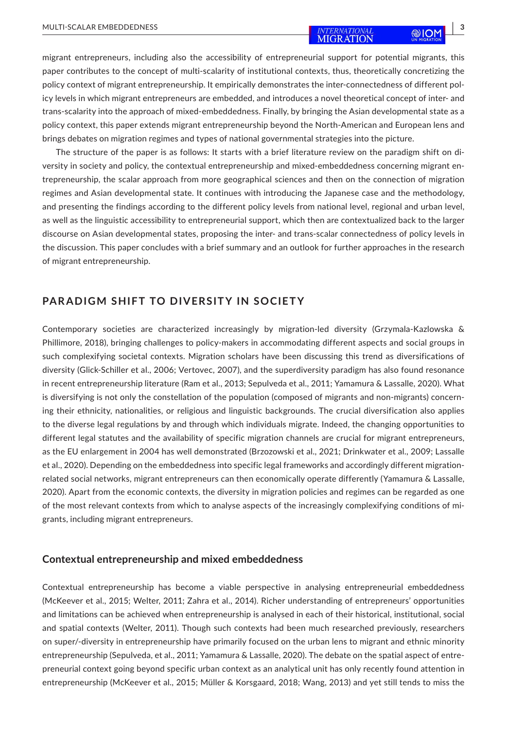migrant entrepreneurs, including also the accessibility of entrepreneurial support for potential migrants, this paper contributes to the concept of multi-scalarity of institutional contexts, thus, theoretically concretizing the policy context of migrant entrepreneurship. It empirically demonstrates the inter-connectedness of different policy levels in which migrant entrepreneurs are embedded, and introduces a novel theoretical concept of inter- and trans-scalarity into the approach of mixed-embeddedness. Finally, by bringing the Asian developmental state as a policy context, this paper extends migrant entrepreneurship beyond the North-American and European lens and brings debates on migration regimes and types of national governmental strategies into the picture.

The structure of the paper is as follows: It starts with a brief literature review on the paradigm shift on diversity in society and policy, the contextual entrepreneurship and mixed-embeddedness concerning migrant entrepreneurship, the scalar approach from more geographical sciences and then on the connection of migration regimes and Asian developmental state. It continues with introducing the Japanese case and the methodology, and presenting the findings according to the different policy levels from national level, regional and urban level, as well as the linguistic accessibility to entrepreneurial support, which then are contextualized back to the larger discourse on Asian developmental states, proposing the inter- and trans-scalar connectedness of policy levels in the discussion. This paper concludes with a brief summary and an outlook for further approaches in the research of migrant entrepreneurship.

## PARADIGM SHIFT TO DIVERSITY IN SOCIETY

Contemporary societies are characterized increasingly by migration-led diversity (Grzymala-Kazlowska & Phillimore, 2018), bringing challenges to policy-makers in accommodating different aspects and social groups in such complexifying societal contexts. Migration scholars have been discussing this trend as diversifications of diversity (Glick-Schiller et al., 2006; Vertovec, 2007), and the superdiversity paradigm has also found resonance in recent entrepreneurship literature (Ram et al., 2013; Sepulveda et al., 2011; Yamamura & Lassalle, 2020). What is diversifying is not only the constellation of the population (composed of migrants and non-migrants) concerning their ethnicity, nationalities, or religious and linguistic backgrounds. The crucial diversification also applies to the diverse legal regulations by and through which individuals migrate. Indeed, the changing opportunities to different legal statutes and the availability of specific migration channels are crucial for migrant entrepreneurs, as the EU enlargement in 2004 has well demonstrated (Brzozowski et al., 2021; Drinkwater et al., 2009; Lassalle et al., 2020). Depending on the embeddedness into specific legal frameworks and accordingly different migration-related social networks, migrant entrepreneurs can then economically operate differently (Yamamura & Lassalle, 2020). Apart from the economic contexts, the diversity in migration policies and regimes can be regarded as one of the most relevant contexts from which to analyse aspects of the increasingly complexifying conditions of migrants, including migrant entrepreneurs.

### Contextual entrepreneurship and mixed embeddedness

Contextual entrepreneurship has become a viable perspective in analysing entrepreneurial embeddedness (McKeever et al., 2015; Welter, 2011; Zahra et al., 2014). Richer understanding of entrepreneurs' opportunities and limitations can be achieved when entrepreneurship is analysed in each of their historical, institutional, social and spatial contexts (Welter, 2011). Though such contexts had been much researched previously, researchers on super/-diversity in entrepreneurship have primarily focused on the urban lens to migrant and ethnic minority entrepreneurship (Sepulveda, et al., 2011; Yamamura & Lassalle, 2020). The debate on the spatial aspect of entrepreneurial context going beyond specific urban context as an analytical unit has only recently found attention in entrepreneurship (McKeever et al., 2015; Müller & Korsgaard, 2018; Wang, 2013) and yet still tends to miss the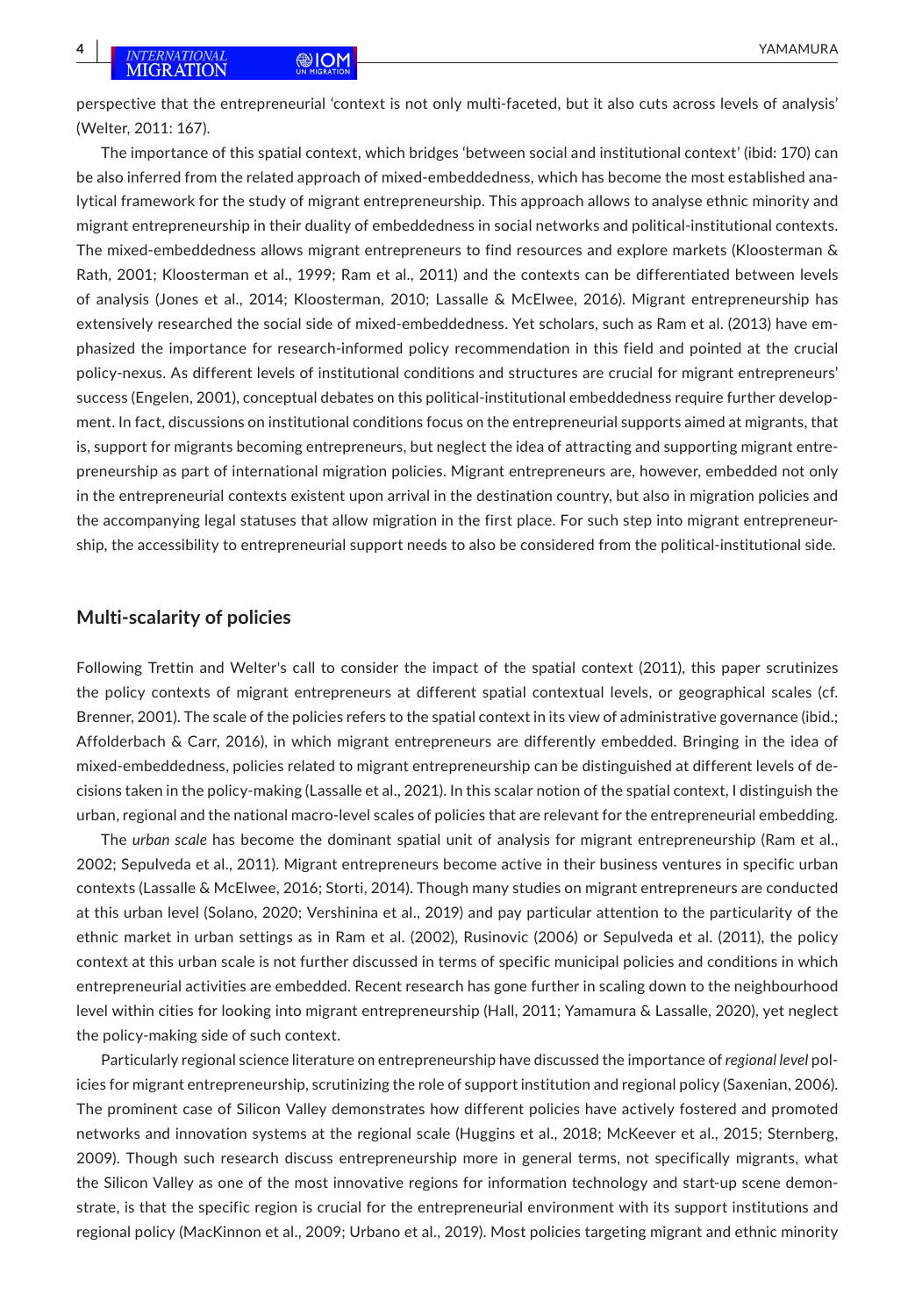perspective that the entrepreneurial 'context is not only multi-faceted, but it also cuts across levels of analysis' (Welter, 2011: 167).

The importance of this spatial context, which bridges 'between social and institutional context' (ibid: 170) can be also inferred from the related approach of mixed-embeddedness, which has become the most established analytical framework for the study of migrant entrepreneurship. This approach allows to analyse ethnic minority and migrant entrepreneurship in their duality of embeddedness in social networks and political-institutional contexts. The mixed-embeddedness allows migrant entrepreneurs to find resources and explore markets (Kloosterman & Rath, 2001; Kloosterman et al., 1999; Ram et al., 2011) and the contexts can be differentiated between levels of analysis (Jones et al., 2014; Kloosterman, 2010; Lassalle & McElwee, 2016). Migrant entrepreneurship has extensively researched the social side of mixed-embeddedness. Yet scholars, such as Ram et al. (2013) have emphasized the importance for research-informed policy recommendation in this field and pointed at the crucial policy-nexus. As different levels of institutional conditions and structures are crucial for migrant entrepreneurs' success (Engelen, 2001), conceptual debates on this political-institutional embeddedness require further development. In fact, discussions on institutional conditions focus on the entrepreneurial supports aimed at migrants, that is, support for migrants becoming entrepreneurs, but neglect the idea of attracting and supporting migrant entrepreneurship as part of international migration policies. Migrant entrepreneurs are, however, embedded not only in the entrepreneurial contexts existent upon arrival in the destination country, but also in migration policies and the accompanying legal statuses that allow migration in the first place. For such step into migrant entrepreneurship, the accessibility to entrepreneurial support needs to also be considered from the political-institutional side.

## Multi-scalarity of policies

Following Trettin and Welter's call to consider the impact of the spatial context (2011), this paper scrutinizes the policy contexts of migrant entrepreneurs at different spatial contextual levels, or geographical scales (cf. Brenner, 2001). The scale of the policies refers to the spatial context in its view of administrative governance (ibid.; Affolderbach & Carr, 2016), in which migrant entrepreneurs are differently embedded. Bringing in the idea of mixed-embeddedness, policies related to migrant entrepreneurship can be distinguished at different levels of decisions taken in the policy-making (Lassalle et al., 2021). In this scalar notion of the spatial context, I distinguish the urban, regional and the national macro-level scales of policies that are relevant for the entrepreneurial embedding.

The *urban scale* has become the dominant spatial unit of analysis for migrant entrepreneurship (Ram et al., 2002; Sepulveda et al., 2011). Migrant entrepreneurs become active in their business ventures in specific urban contexts (Lassalle & McElwee, 2016; Storti, 2014). Though many studies on migrant entrepreneurs are conducted at this urban level (Solano, 2020; Vershinina et al., 2019) and pay particular attention to the particularity of the ethnic market in urban settings as in Ram et al. (2002), Rusinovic (2006) or Sepulveda et al. (2011), the policy context at this urban scale is not further discussed in terms of specific municipal policies and conditions in which entrepreneurial activities are embedded. Recent research has gone further in scaling down to the neighbourhood level within cities for looking into migrant entrepreneurship (Hall, 2011; Yamamura & Lassalle, 2020), yet neglect the policy-making side of such context.

Particularly regional science literature on entrepreneurship have discussed the importance of *regional level* policies for migrant entrepreneurship, scrutinizing the role of support institution and regional policy (Saxenian, 2006). The prominent case of Silicon Valley demonstrates how different policies have actively fostered and promoted networks and innovation systems at the regional scale (Huggins et al., 2018; McKeever et al., 2015; Sternberg, 2009). Though such research discuss entrepreneurship more in general terms, not specifically migrants, what the Silicon Valley as one of the most innovative regions for information technology and start-up scene demonstrate, is that the specific region is crucial for the entrepreneurial environment with its support institutions and regional policy (MacKinnon et al., 2009; Urbano et al., 2019). Most policies targeting migrant and ethnic minority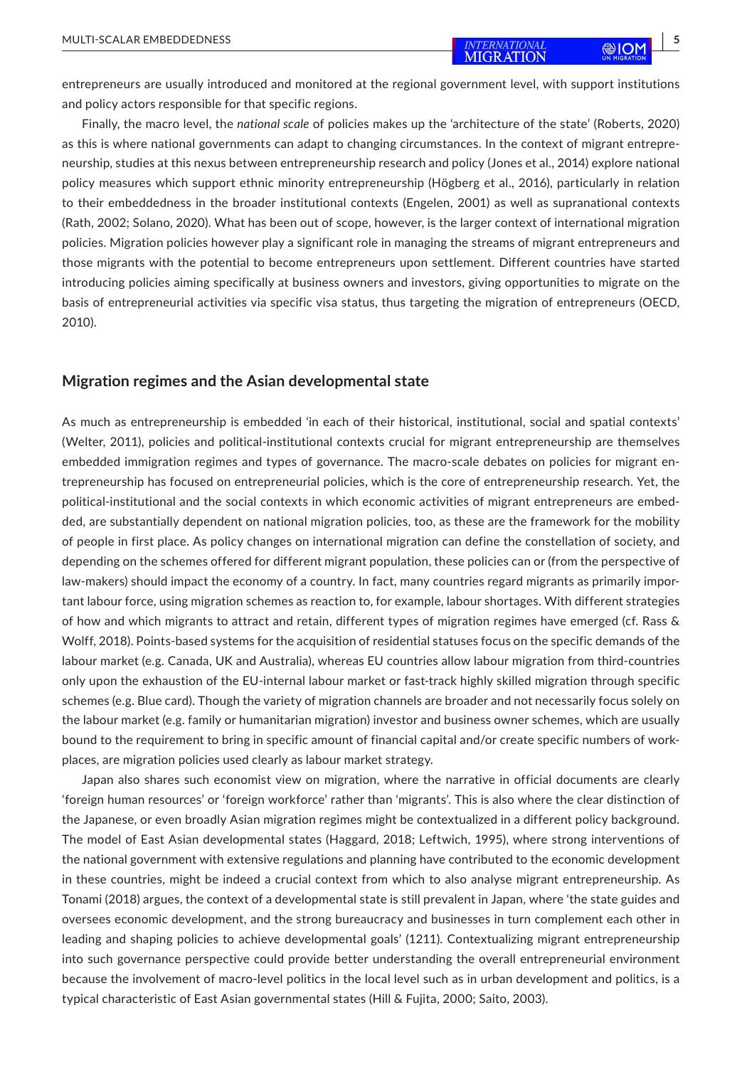entrepreneurs are usually introduced and monitored at the regional government level, with support institutions and policy actors responsible for that specific regions.

Finally, the macro level, the *national scale* of policies makes up the 'architecture of the state' (Roberts, 2020) as this is where national governments can adapt to changing circumstances. In the context of migrant entrepreneurship, studies at this nexus between entrepreneurship research and policy (Jones et al., 2014) explore national policy measures which support ethnic minority entrepreneurship (Högberg et al., 2016), particularly in relation to their embeddedness in the broader institutional contexts (Engelen, 2001) as well as supranational contexts (Rath, 2002; Solano, 2020). What has been out of scope, however, is the larger context of international migration policies. Migration policies however play a significant role in managing the streams of migrant entrepreneurs and those migrants with the potential to become entrepreneurs upon settlement. Different countries have started introducing policies aiming specifically at business owners and investors, giving opportunities to migrate on the basis of entrepreneurial activities via specific visa status, thus targeting the migration of entrepreneurs (OECD, 2010).

## Migration regimes and the Asian developmental state

As much as entrepreneurship is embedded 'in each of their historical, institutional, social and spatial contexts' (Welter, 2011), policies and political-institutional contexts crucial for migrant entrepreneurship are themselves embedded immigration regimes and types of governance. The macro-scale debates on policies for migrant entrepreneurship has focused on entrepreneurial policies, which is the core of entrepreneurship research. Yet, the political-institutional and the social contexts in which economic activities of migrant entrepreneurs are embedded, are substantially dependent on national migration policies, too, as these are the framework for the mobility of people in first place. As policy changes on international migration can define the constellation of society, and depending on the schemes offered for different migrant population, these policies can or (from the perspective of law-makers) should impact the economy of a country. In fact, many countries regard migrants as primarily important labour force, using migration schemes as reaction to, for example, labour shortages. With different strategies of how and which migrants to attract and retain, different types of migration regimes have emerged (cf. Rass & Wolff, 2018). Points-based systems for the acquisition of residential statuses focus on the specific demands of the labour market (e.g. Canada, UK and Australia), whereas EU countries allow labour migration from third-countries only upon the exhaustion of the EU-internal labour market or fast-track highly skilled migration through specific schemes (e.g. Blue card). Though the variety of migration channels are broader and not necessarily focus solely on the labour market (e.g. family or humanitarian migration) investor and business owner schemes, which are usually bound to the requirement to bring in specific amount of financial capital and/or create specific numbers of workplaces, are migration policies used clearly as labour market strategy.

Japan also shares such economist view on migration, where the narrative in official documents are clearly 'foreign human resources' or 'foreign workforce' rather than 'migrants'. This is also where the clear distinction of the Japanese, or even broadly Asian migration regimes might be contextualized in a different policy background. The model of East Asian developmental states (Haggard, 2018; Leftwich, 1995), where strong interventions of the national government with extensive regulations and planning have contributed to the economic development in these countries, might be indeed a crucial context from which to also analyse migrant entrepreneurship. As Tonami (2018) argues, the context of a developmental state is still prevalent in Japan, where 'the state guides and oversees economic development, and the strong bureaucracy and businesses in turn complement each other in leading and shaping policies to achieve developmental goals' (1211). Contextualizing migrant entrepreneurship into such governance perspective could provide better understanding the overall entrepreneurial environment because the involvement of macro-level politics in the local level such as in urban development and politics, is a typical characteristic of East Asian governmental states (Hill & Fujita, 2000; Saito, 2003).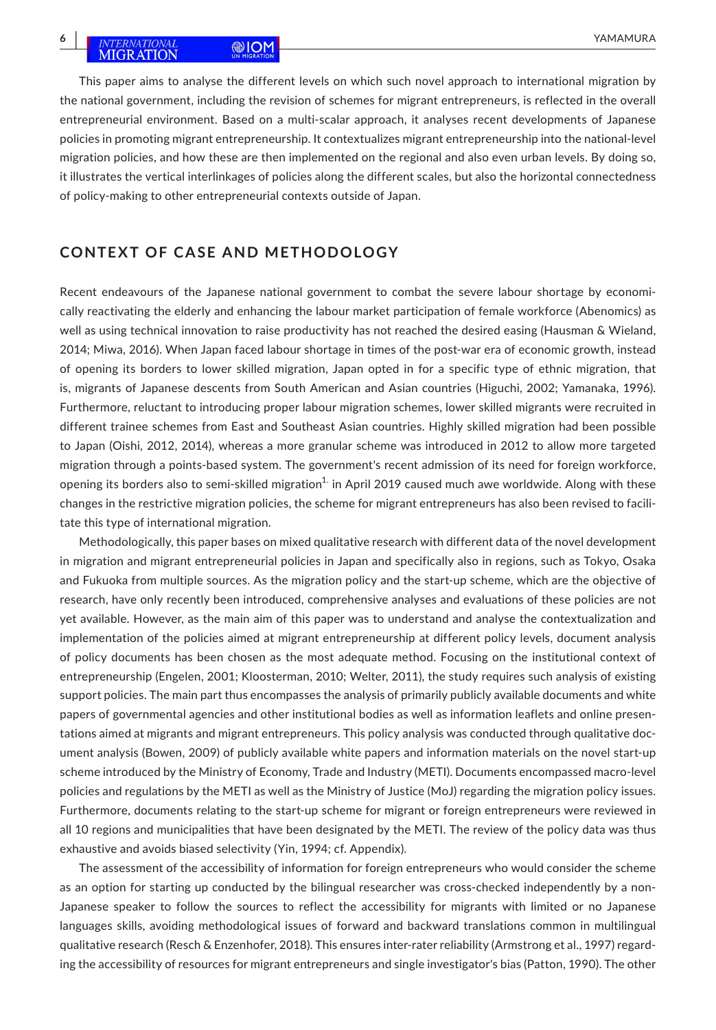This paper aims to analyse the different levels on which such novel approach to international migration by the national government, including the revision of schemes for migrant entrepreneurs, is reflected in the overall entrepreneurial environment. Based on a multi-scalar approach, it analyses recent developments of Japanese policies in promoting migrant entrepreneurship. It contextualizes migrant entrepreneurship into the national-level migration policies, and how these are then implemented on the regional and also even urban levels. By doing so, it illustrates the vertical interlinkages of policies along the different scales, but also the horizontal connectedness of policy-making to other entrepreneurial contexts outside of Japan.

## CONTEXT OF CASE AND METHODOLOGY

Recent endeavours of the Japanese national government to combat the severe labour shortage by economically reactivating the elderly and enhancing the labour market participation of female workforce (Abenomics) as well as using technical innovation to raise productivity has not reached the desired easing (Hausman & Wieland, 2014; Miwa, 2016). When Japan faced labour shortage in times of the post-war era of economic growth, instead of opening its borders to lower skilled migration, Japan opted in for a specific type of ethnic migration, that is, migrants of Japanese descents from South American and Asian countries (Higuchi, 2002; Yamanaka, 1996). Furthermore, reluctant to introducing proper labour migration schemes, lower skilled migrants were recruited in different trainee schemes from East and Southeast Asian countries. Highly skilled migration had been possible to Japan (Oishi, 2012, 2014), whereas a more granular scheme was introduced in 2012 to allow more targeted migration through a points-based system. The government's recent admission of its need for foreign workforce, opening its borders also to semi-skilled migration[1] in April 2019 caused much awe worldwide. Along with these changes in the restrictive migration policies, the scheme for migrant entrepreneurs has also been revised to facilitate this type of international migration.

Methodologically, this paper bases on mixed qualitative research with different data of the novel development in migration and migrant entrepreneurial policies in Japan and specifically also in regions, such as Tokyo, Osaka and Fukuoka from multiple sources. As the migration policy and the start-up scheme, which are the objective of research, have only recently been introduced, comprehensive analyses and evaluations of these policies are not yet available. However, as the main aim of this paper was to understand and analyse the contextualization and implementation of the policies aimed at migrant entrepreneurship at different policy levels, document analysis of policy documents has been chosen as the most adequate method. Focusing on the institutional context of entrepreneurship (Engelen, 2001; Kloosterman, 2010; Welter, 2011), the study requires such analysis of existing support policies. The main part thus encompasses the analysis of primarily publicly available documents and white papers of governmental agencies and other institutional bodies as well as information leaflets and online presentations aimed at migrants and migrant entrepreneurs. This policy analysis was conducted through qualitative document analysis (Bowen, 2009) of publicly available white papers and information materials on the novel start-up scheme introduced by the Ministry of Economy, Trade and Industry (METI). Documents encompassed macro-level policies and regulations by the METI as well as the Ministry of Justice (MoJ) regarding the migration policy issues. Furthermore, documents relating to the start-up scheme for migrant or foreign entrepreneurs were reviewed in all 10 regions and municipalities that have been designated by the METI. The review of the policy data was thus exhaustive and avoids biased selectivity (Yin, 1994; cf. Appendix).

The assessment of the accessibility of information for foreign entrepreneurs who would consider the scheme as an option for starting up conducted by the bilingual researcher was cross-checked independently by a non-Japanese speaker to follow the sources to reflect the accessibility for migrants with limited or no Japanese languages skills, avoiding methodological issues of forward and backward translations common in multilingual qualitative research (Resch & Enzenhofer, 2018). This ensures inter-rater reliability (Armstrong et al., 1997) regarding the accessibility of resources for migrant entrepreneurs and single investigator's bias (Patton, 1990). The other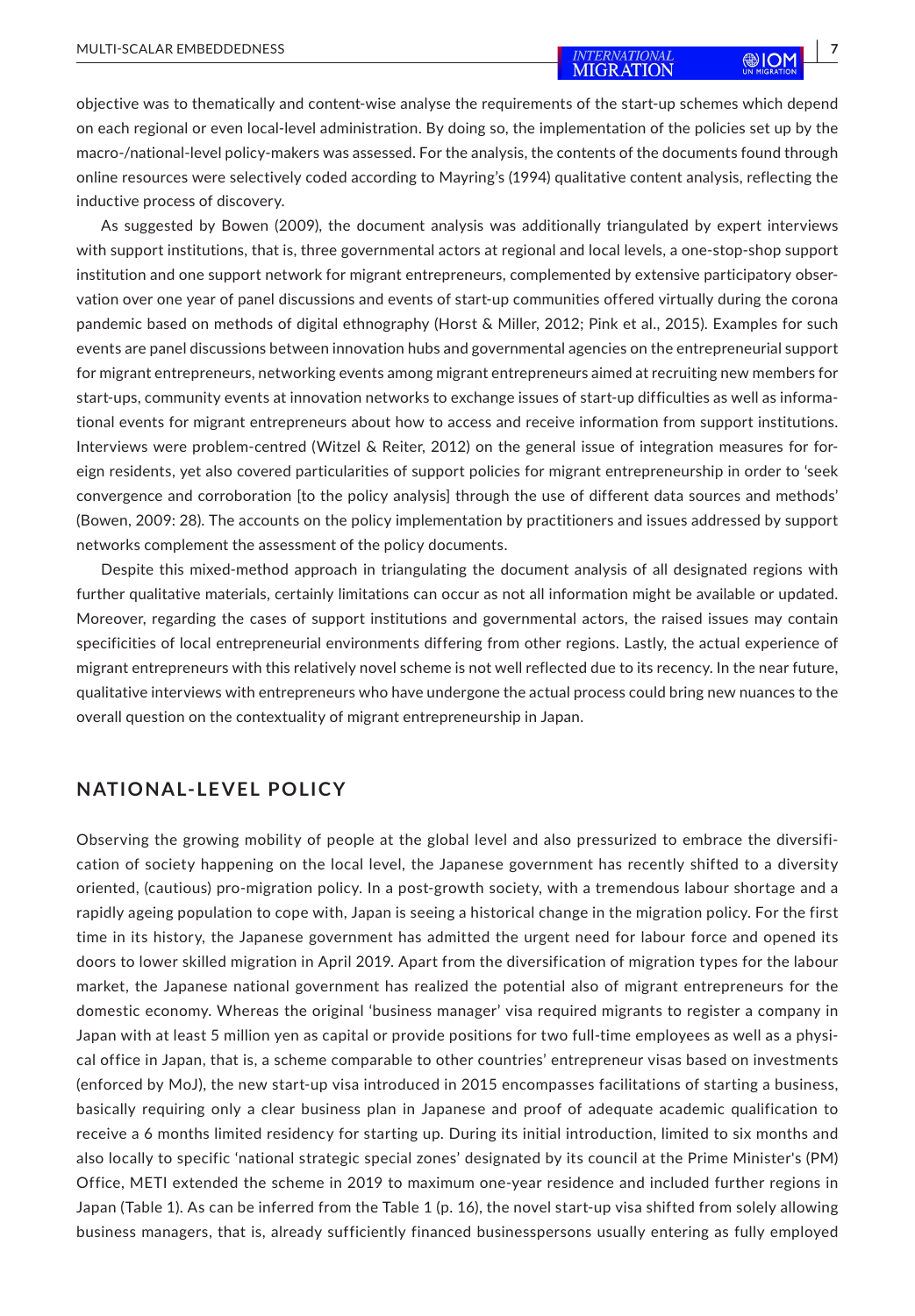objective was to thematically and content-wise analyse the requirements of the start-up schemes which depend on each regional or even local-level administration. By doing so, the implementation of the policies set up by the macro-/national-level policy-makers was assessed. For the analysis, the contents of the documents found through online resources were selectively coded according to Mayring's (1994) qualitative content analysis, reflecting the inductive process of discovery.

As suggested by Bowen (2009), the document analysis was additionally triangulated by expert interviews with support institutions, that is, three governmental actors at regional and local levels, a one-stop-shop support institution and one support network for migrant entrepreneurs, complemented by extensive participatory observation over one year of panel discussions and events of start-up communities offered virtually during the corona pandemic based on methods of digital ethnography (Horst & Miller, 2012; Pink et al., 2015). Examples for such events are panel discussions between innovation hubs and governmental agencies on the entrepreneurial support for migrant entrepreneurs, networking events among migrant entrepreneurs aimed at recruiting new members for start-ups, community events at innovation networks to exchange issues of start-up difficulties as well as informational events for migrant entrepreneurs about how to access and receive information from support institutions. Interviews were problem-centred (Witzel & Reiter, 2012) on the general issue of integration measures for foreign residents, yet also covered particularities of support policies for migrant entrepreneurship in order to 'seek convergence and corroboration [to the policy analysis] through the use of different data sources and methods' (Bowen, 2009: 28). The accounts on the policy implementation by practitioners and issues addressed by support networks complement the assessment of the policy documents.

Despite this mixed-method approach in triangulating the document analysis of all designated regions with further qualitative materials, certainly limitations can occur as not all information might be available or updated. Moreover, regarding the cases of support institutions and governmental actors, the raised issues may contain specificities of local entrepreneurial environments differing from other regions. Lastly, the actual experience of migrant entrepreneurs with this relatively novel scheme is not well reflected due to its recency. In the near future, qualitative interviews with entrepreneurs who have undergone the actual process could bring new nuances to the overall question on the contextuality of migrant entrepreneurship in Japan.

## NATIONAL-LEVEL POLICY

Observing the growing mobility of people at the global level and also pressurized to embrace the diversification of society happening on the local level, the Japanese government has recently shifted to a diversity oriented, (cautious) pro-migration policy. In a post-growth society, with a tremendous labour shortage and a rapidly ageing population to cope with, Japan is seeing a historical change in the migration policy. For the first time in its history, the Japanese government has admitted the urgent need for labour force and opened its doors to lower skilled migration in April 2019. Apart from the diversification of migration types for the labour market, the Japanese national government has realized the potential also of migrant entrepreneurs for the domestic economy. Whereas the original 'business manager' visa required migrants to register a company in Japan with at least 5 million yen as capital or provide positions for two full-time employees as well as a physical office in Japan, that is, a scheme comparable to other countries' entrepreneur visas based on investments (enforced by MoJ), the new start-up visa introduced in 2015 encompasses facilitations of starting a business, basically requiring only a clear business plan in Japanese and proof of adequate academic qualification to receive a 6 months limited residency for starting up. During its initial introduction, limited to six months and also locally to specific 'national strategic special zones' designated by its council at the Prime Minister's (PM) Office, METI extended the scheme in 2019 to maximum one-year residence and included further regions in Japan (Table 1). As can be inferred from the Table 1 (p. 16), the novel start-up visa shifted from solely allowing business managers, that is, already sufficiently financed businesspersons usually entering as fully employed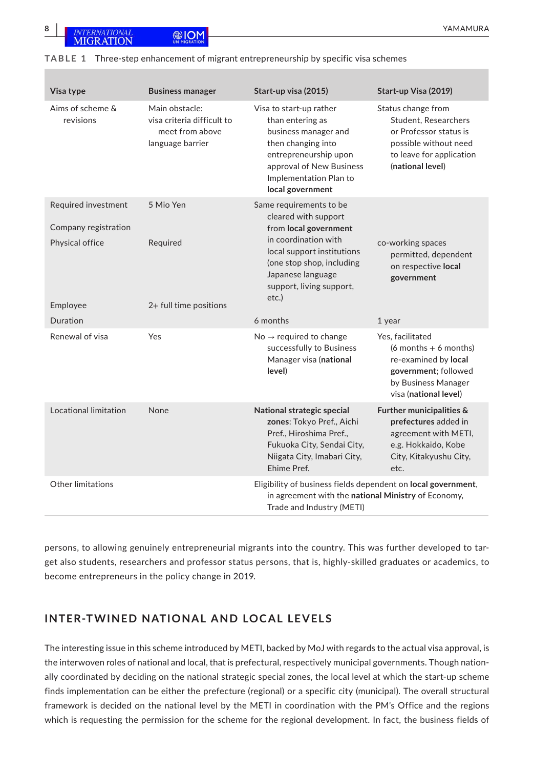**TABLE 1** Three-step enhancement of migrant entrepreneurship by specific visa schemes

| Visa type | Business manager | Start-up visa (2015) | Start-up Visa (2019) |
|---|---|---|---|
| Aims of scheme & revisions | Main obstacle: visa criteria difficult to meet from above language barrier | Visa to start-up rather than entering as business manager and then changing into entrepreneurship upon approval of New Business Implementation Plan to **local government** | Status change from Student, Researchers or Professor status is possible without need to leave for application (**national level**) |
| Required investment | 5 Mio Yen | Same requirements to be cleared with support from **local government** in coordination with local support institutions (one stop shop, including Japanese language support, living support, etc.) | |
| Company registration | | | |
| Physical office | Required | | co-working spaces permitted, dependent on respective **local government** |
| Employee | 2+ full time positions | | |
| Duration | | 6 months | 1 year |
| Renewal of visa | Yes | No → required to change successfully to Business Manager visa (**national level**) | Yes, facilitated (6 months + 6 months) re-examined by **local government**; followed by Business Manager visa (**national level**) |
| Locational limitation | None | **National strategic special zones**: Tokyo Pref., Aichi Pref., Hiroshima Pref., Fukuoka City, Sendai City, Niigata City, Imabari City, Ehime Pref. | **Further municipalities & prefectures** added in agreement with METI, e.g. Hokkaido, Kobe City, Kitakyushu City, etc. |
| Other limitations | | Eligibility of business fields dependent on **local government**, in agreement with the **national Ministry** of Economy, Trade and Industry (METI) | |

persons, to allowing genuinely entrepreneurial migrants into the country. This was further developed to target also students, researchers and professor status persons, that is, highly-skilled graduates or academics, to become entrepreneurs in the policy change in 2019.

## INTER-TWINED NATIONAL AND LOCAL LEVELS

The interesting issue in this scheme introduced by METI, backed by MoJ with regards to the actual visa approval, is the interwoven roles of national and local, that is prefectural, respectively municipal governments. Though nationally coordinated by deciding on the national strategic special zones, the local level at which the start-up scheme finds implementation can be either the prefecture (regional) or a specific city (municipal). The overall structural framework is decided on the national level by the METI in coordination with the PM's Office and the regions which is requesting the permission for the scheme for the regional development. In fact, the business fields of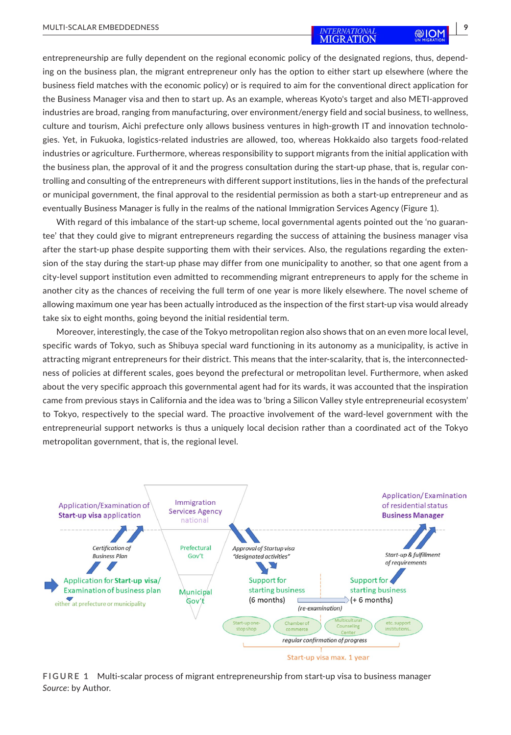entrepreneurship are fully dependent on the regional economic policy of the designated regions, thus, depending on the business plan, the migrant entrepreneur only has the option to either start up elsewhere (where the business field matches with the economic policy) or is required to aim for the conventional direct application for the Business Manager visa and then to start up. As an example, whereas Kyoto's target and also METI-approved industries are broad, ranging from manufacturing, over environment/energy field and social business, to wellness, culture and tourism, Aichi prefecture only allows business ventures in high-growth IT and innovation technologies. Yet, in Fukuoka, logistics-related industries are allowed, too, whereas Hokkaido also targets food-related industries or agriculture. Furthermore, whereas responsibility to support migrants from the initial application with the business plan, the approval of it and the progress consultation during the start-up phase, that is, regular controlling and consulting of the entrepreneurs with different support institutions, lies in the hands of the prefectural or municipal government, the final approval to the residential permission as both a start-up entrepreneur and as eventually Business Manager is fully in the realms of the national Immigration Services Agency (Figure 1).

With regard of this imbalance of the start-up scheme, local governmental agents pointed out the 'no guarantee' that they could give to migrant entrepreneurs regarding the success of attaining the business manager visa after the start-up phase despite supporting them with their services. Also, the regulations regarding the extension of the stay during the start-up phase may differ from one municipality to another, so that one agent from a city-level support institution even admitted to recommending migrant entrepreneurs to apply for the scheme in another city as the chances of receiving the full term of one year is more likely elsewhere. The novel scheme of allowing maximum one year has been actually introduced as the inspection of the first start-up visa would already take six to eight months, going beyond the initial residential term.

Moreover, interestingly, the case of the Tokyo metropolitan region also shows that on an even more local level, specific wards of Tokyo, such as Shibuya special ward functioning in its autonomy as a municipality, is active in attracting migrant entrepreneurs for their district. This means that the inter-scalarity, that is, the interconnectedness of policies at different scales, goes beyond the prefectural or metropolitan level. Furthermore, when asked about the very specific approach this governmental agent had for its wards, it was accounted that the inspiration came from previous stays in California and the idea was to 'bring a Silicon Valley style entrepreneurial ecosystem' to Tokyo, respectively to the special ward. The proactive involvement of the ward-level government with the entrepreneurial support networks is thus a uniquely local decision rather than a coordinated act of the Tokyo metropolitan government, that is, the regional level.

**FIGURE 1** Multi-scalar process of migrant entrepreneurship from start-up visa to business manager
*Source*: by Author.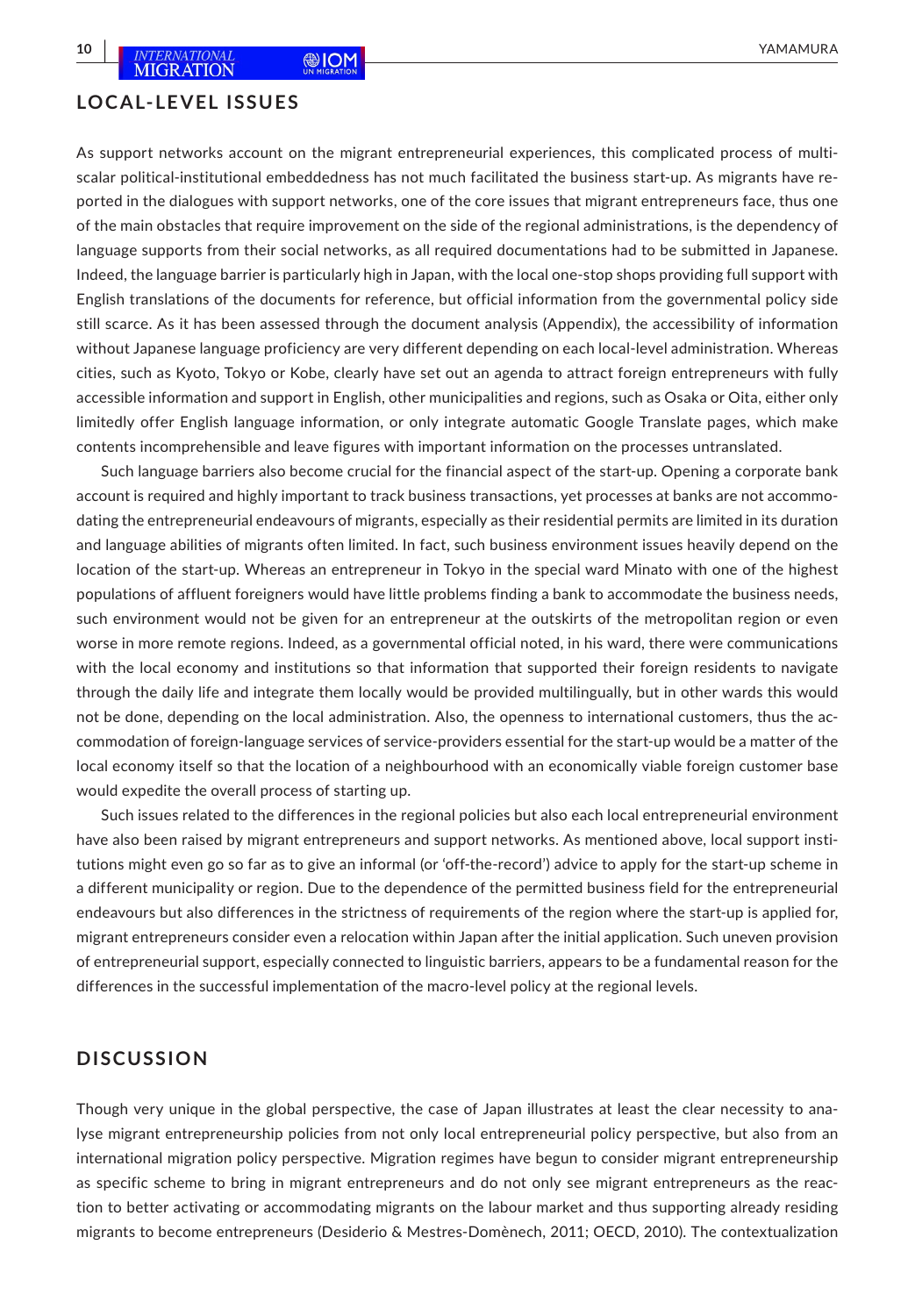## LOCAL-LEVEL ISSUES

As support networks account on the migrant entrepreneurial experiences, this complicated process of multi-scalar political-institutional embeddedness has not much facilitated the business start-up. As migrants have reported in the dialogues with support networks, one of the core issues that migrant entrepreneurs face, thus one of the main obstacles that require improvement on the side of the regional administrations, is the dependency of language supports from their social networks, as all required documentations had to be submitted in Japanese. Indeed, the language barrier is particularly high in Japan, with the local one-stop shops providing full support with English translations of the documents for reference, but official information from the governmental policy side still scarce. As it has been assessed through the document analysis (Appendix), the accessibility of information without Japanese language proficiency are very different depending on each local-level administration. Whereas cities, such as Kyoto, Tokyo or Kobe, clearly have set out an agenda to attract foreign entrepreneurs with fully accessible information and support in English, other municipalities and regions, such as Osaka or Oita, either only limitedly offer English language information, or only integrate automatic Google Translate pages, which make contents incomprehensible and leave figures with important information on the processes untranslated.

Such language barriers also become crucial for the financial aspect of the start-up. Opening a corporate bank account is required and highly important to track business transactions, yet processes at banks are not accommodating the entrepreneurial endeavours of migrants, especially as their residential permits are limited in its duration and language abilities of migrants often limited. In fact, such business environment issues heavily depend on the location of the start-up. Whereas an entrepreneur in Tokyo in the special ward Minato with one of the highest populations of affluent foreigners would have little problems finding a bank to accommodate the business needs, such environment would not be given for an entrepreneur at the outskirts of the metropolitan region or even worse in more remote regions. Indeed, as a governmental official noted, in his ward, there were communications with the local economy and institutions so that information that supported their foreign residents to navigate through the daily life and integrate them locally would be provided multilingually, but in other wards this would not be done, depending on the local administration. Also, the openness to international customers, thus the accommodation of foreign-language services of service-providers essential for the start-up would be a matter of the local economy itself so that the location of a neighbourhood with an economically viable foreign customer base would expedite the overall process of starting up.

Such issues related to the differences in the regional policies but also each local entrepreneurial environment have also been raised by migrant entrepreneurs and support networks. As mentioned above, local support institutions might even go so far as to give an informal (or 'off-the-record') advice to apply for the start-up scheme in a different municipality or region. Due to the dependence of the permitted business field for the entrepreneurial endeavours but also differences in the strictness of requirements of the region where the start-up is applied for, migrant entrepreneurs consider even a relocation within Japan after the initial application. Such uneven provision of entrepreneurial support, especially connected to linguistic barriers, appears to be a fundamental reason for the differences in the successful implementation of the macro-level policy at the regional levels.

## DISCUSSION

Though very unique in the global perspective, the case of Japan illustrates at least the clear necessity to analyse migrant entrepreneurship policies from not only local entrepreneurial policy perspective, but also from an international migration policy perspective. Migration regimes have begun to consider migrant entrepreneurship as specific scheme to bring in migrant entrepreneurs and do not only see migrant entrepreneurs as the reaction to better activating or accommodating migrants on the labour market and thus supporting already residing migrants to become entrepreneurs (Desiderio & Mestres-Domènech, 2011; OECD, 2010). The contextualization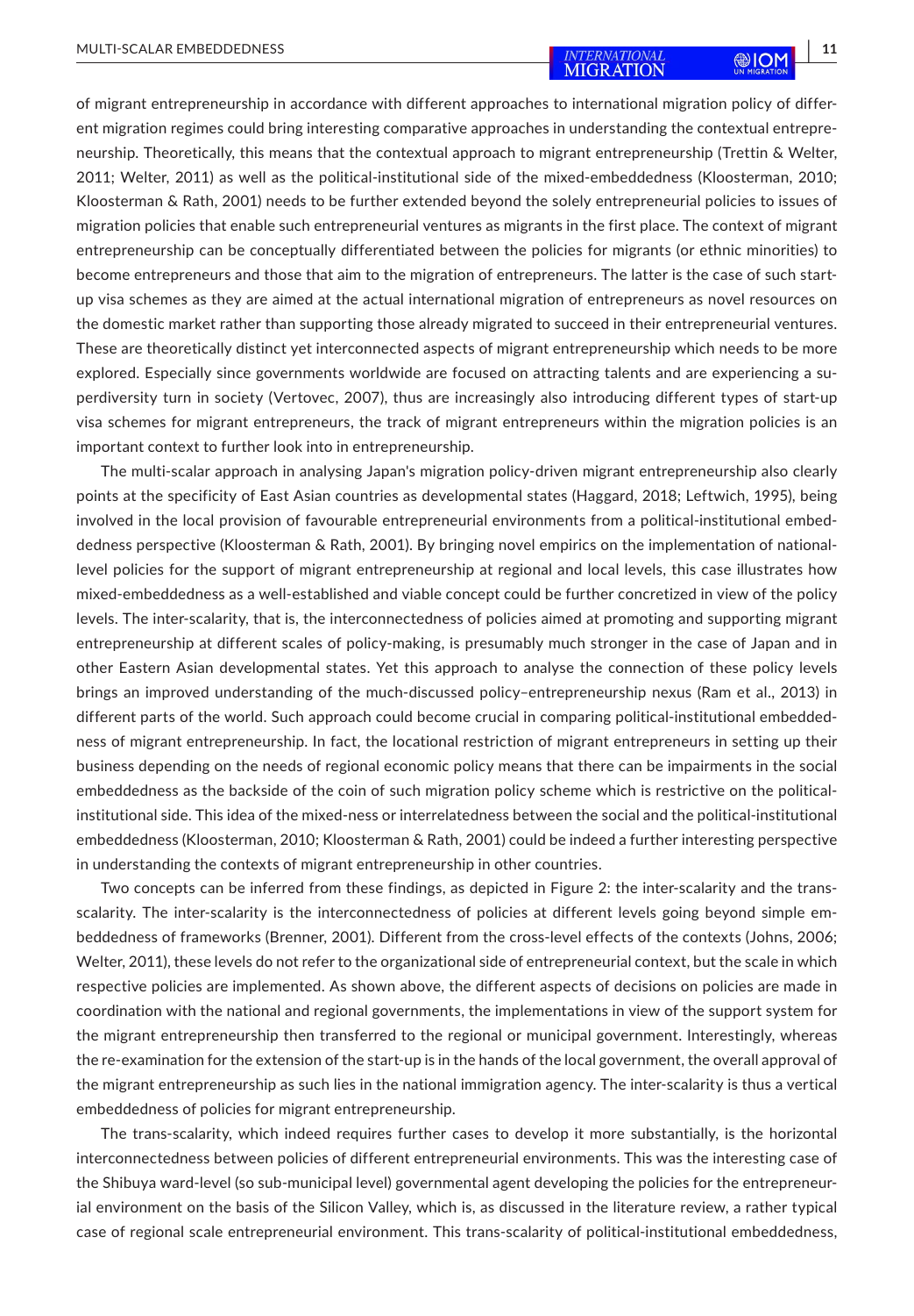of migrant entrepreneurship in accordance with different approaches to international migration policy of different migration regimes could bring interesting comparative approaches in understanding the contextual entrepreneurship. Theoretically, this means that the contextual approach to migrant entrepreneurship (Trettin & Welter, 2011; Welter, 2011) as well as the political-institutional side of the mixed-embeddedness (Kloosterman, 2010; Kloosterman & Rath, 2001) needs to be further extended beyond the solely entrepreneurial policies to issues of migration policies that enable such entrepreneurial ventures as migrants in the first place. The context of migrant entrepreneurship can be conceptually differentiated between the policies for migrants (or ethnic minorities) to become entrepreneurs and those that aim to the migration of entrepreneurs. The latter is the case of such start-up visa schemes as they are aimed at the actual international migration of entrepreneurs as novel resources on the domestic market rather than supporting those already migrated to succeed in their entrepreneurial ventures. These are theoretically distinct yet interconnected aspects of migrant entrepreneurship which needs to be more explored. Especially since governments worldwide are focused on attracting talents and are experiencing a superdiversity turn in society (Vertovec, 2007), thus are increasingly also introducing different types of start-up visa schemes for migrant entrepreneurs, the track of migrant entrepreneurs within the migration policies is an important context to further look into in entrepreneurship.

The multi-scalar approach in analysing Japan's migration policy-driven migrant entrepreneurship also clearly points at the specificity of East Asian countries as developmental states (Haggard, 2018; Leftwich, 1995), being involved in the local provision of favourable entrepreneurial environments from a political-institutional embeddedness perspective (Kloosterman & Rath, 2001). By bringing novel empirics on the implementation of national-level policies for the support of migrant entrepreneurship at regional and local levels, this case illustrates how mixed-embeddedness as a well-established and viable concept could be further concretized in view of the policy levels. The inter-scalarity, that is, the interconnectedness of policies aimed at promoting and supporting migrant entrepreneurship at different scales of policy-making, is presumably much stronger in the case of Japan and in other Eastern Asian developmental states. Yet this approach to analyse the connection of these policy levels brings an improved understanding of the much-discussed policy–entrepreneurship nexus (Ram et al., 2013) in different parts of the world. Such approach could become crucial in comparing political-institutional embeddedness of migrant entrepreneurship. In fact, the locational restriction of migrant entrepreneurs in setting up their business depending on the needs of regional economic policy means that there can be impairments in the social embeddedness as the backside of the coin of such migration policy scheme which is restrictive on the political-institutional side. This idea of the mixed-ness or interrelatedness between the social and the political-institutional embeddedness (Kloosterman, 2010; Kloosterman & Rath, 2001) could be indeed a further interesting perspective in understanding the contexts of migrant entrepreneurship in other countries.

Two concepts can be inferred from these findings, as depicted in Figure 2: the inter-scalarity and the trans-scalarity. The inter-scalarity is the interconnectedness of policies at different levels going beyond simple embeddedness of frameworks (Brenner, 2001). Different from the cross-level effects of the contexts (Johns, 2006; Welter, 2011), these levels do not refer to the organizational side of entrepreneurial context, but the scale in which respective policies are implemented. As shown above, the different aspects of decisions on policies are made in coordination with the national and regional governments, the implementations in view of the support system for the migrant entrepreneurship then transferred to the regional or municipal government. Interestingly, whereas the re-examination for the extension of the start-up is in the hands of the local government, the overall approval of the migrant entrepreneurship as such lies in the national immigration agency. The inter-scalarity is thus a vertical embeddedness of policies for migrant entrepreneurship.

The trans-scalarity, which indeed requires further cases to develop it more substantially, is the horizontal interconnectedness between policies of different entrepreneurial environments. This was the interesting case of the Shibuya ward-level (so sub-municipal level) governmental agent developing the policies for the entrepreneurial environment on the basis of the Silicon Valley, which is, as discussed in the literature review, a rather typical case of regional scale entrepreneurial environment. This trans-scalarity of political-institutional embeddedness,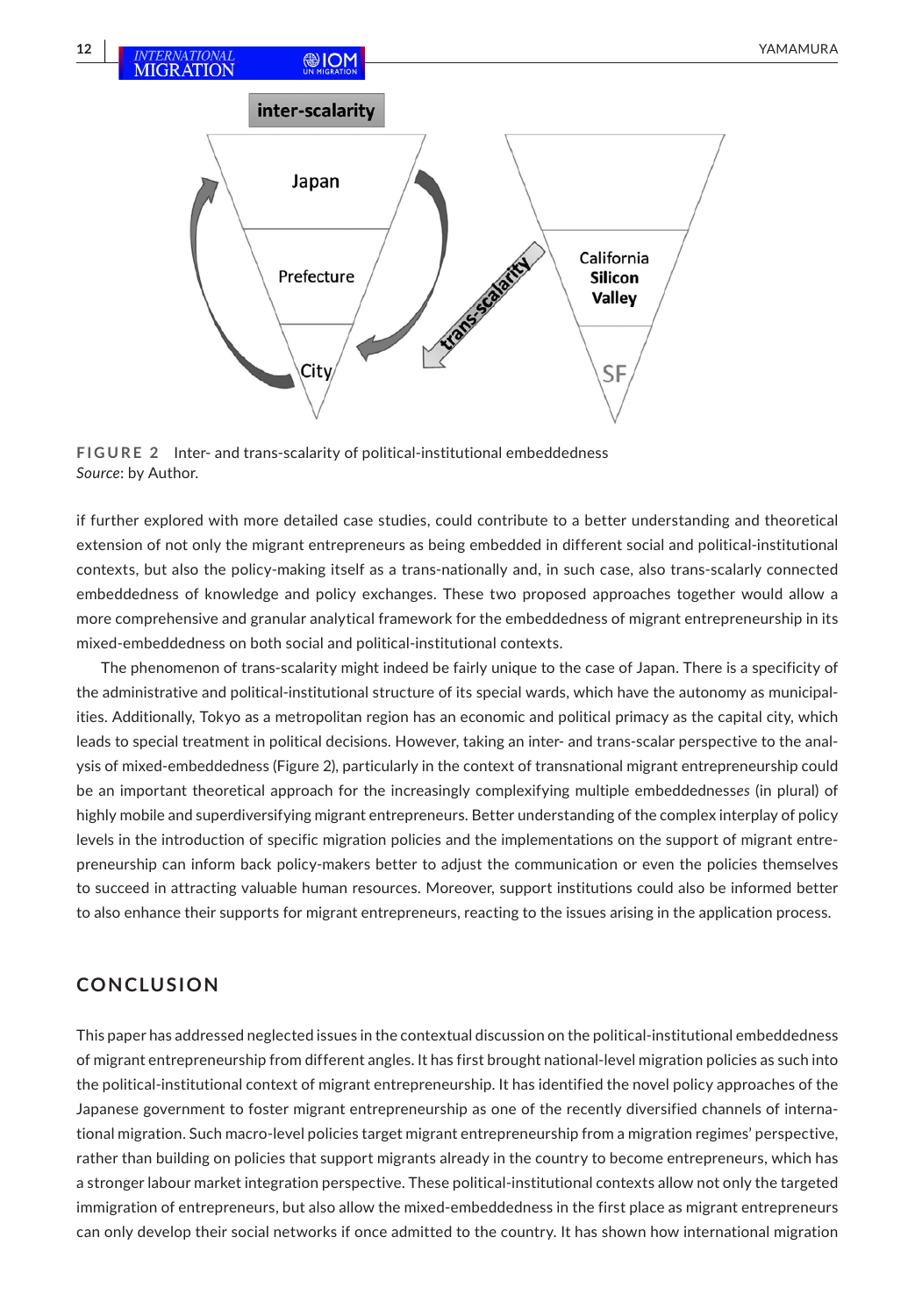FIGURE 2 Inter- and trans-scalarity of political-institutional embeddedness
*Source*: by Author.

if further explored with more detailed case studies, could contribute to a better understanding and theoretical extension of not only the migrant entrepreneurs as being embedded in different social and political-institutional contexts, but also the policy-making itself as a trans-nationally and, in such case, also trans-scalarly connected embeddedness of knowledge and policy exchanges. These two proposed approaches together would allow a more comprehensive and granular analytical framework for the embeddedness of migrant entrepreneurship in its mixed-embeddedness on both social and political-institutional contexts.

The phenomenon of trans-scalarity might indeed be fairly unique to the case of Japan. There is a specificity of the administrative and political-institutional structure of its special wards, which have the autonomy as municipalities. Additionally, Tokyo as a metropolitan region has an economic and political primacy as the capital city, which leads to special treatment in political decisions. However, taking an inter- and trans-scalar perspective to the analysis of mixed-embeddedness (Figure 2), particularly in the context of transnational migrant entrepreneurship could be an important theoretical approach for the increasingly complexifying multiple embeddedness*es* (in plural) of highly mobile and superdiversifying migrant entrepreneurs. Better understanding of the complex interplay of policy levels in the introduction of specific migration policies and the implementations on the support of migrant entrepreneurship can inform back policy-makers better to adjust the communication or even the policies themselves to succeed in attracting valuable human resources. Moreover, support institutions could also be informed better to also enhance their supports for migrant entrepreneurs, reacting to the issues arising in the application process.

## CONCLUSION

This paper has addressed neglected issues in the contextual discussion on the political-institutional embeddedness of migrant entrepreneurship from different angles. It has first brought national-level migration policies as such into the political-institutional context of migrant entrepreneurship. It has identified the novel policy approaches of the Japanese government to foster migrant entrepreneurship as one of the recently diversified channels of international migration. Such macro-level policies target migrant entrepreneurship from a migration regimes' perspective, rather than building on policies that support migrants already in the country to become entrepreneurs, which has a stronger labour market integration perspective. These political-institutional contexts allow not only the targeted immigration of entrepreneurs, but also allow the mixed-embeddedness in the first place as migrant entrepreneurs can only develop their social networks if once admitted to the country. It has shown how international migration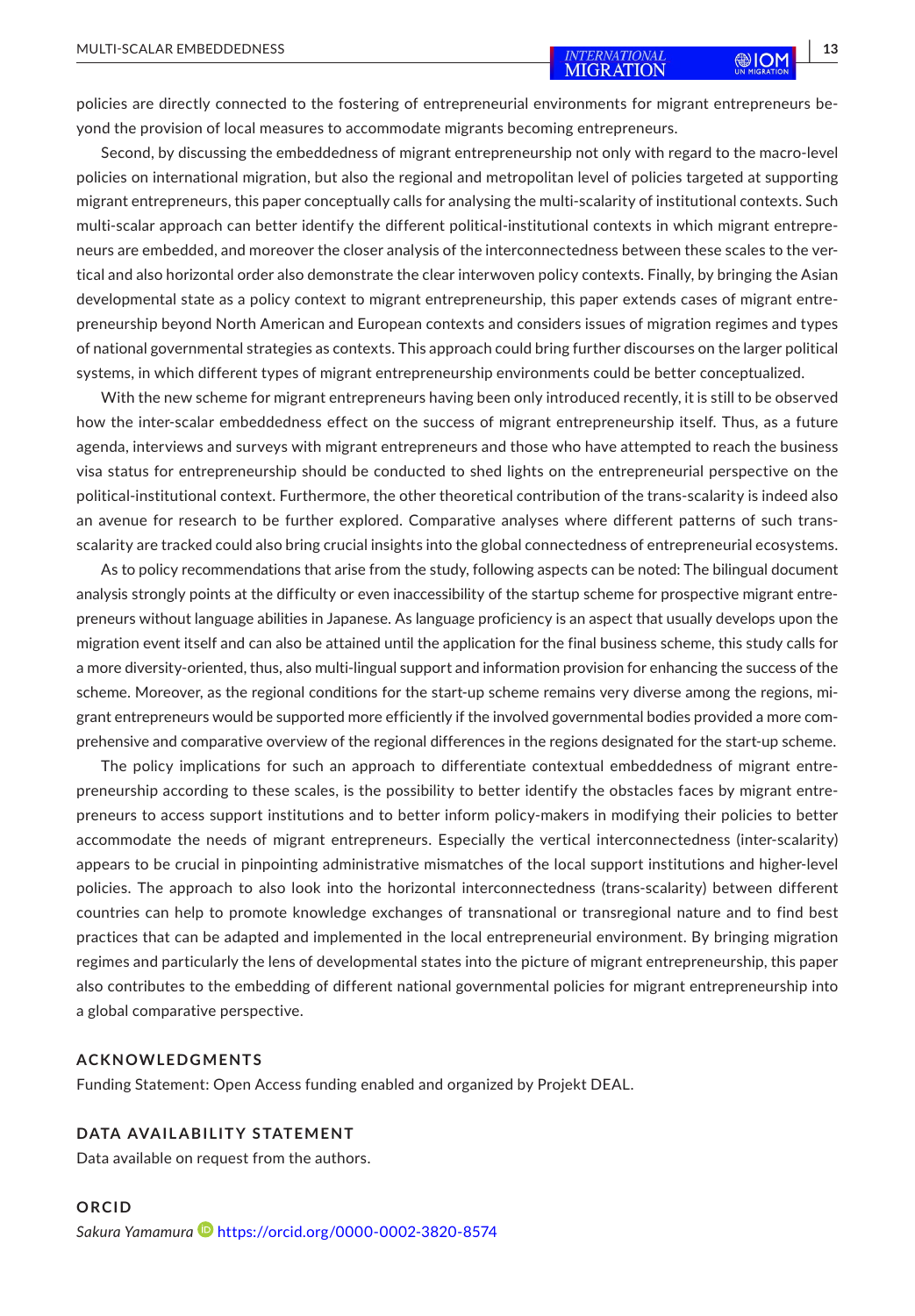policies are directly connected to the fostering of entrepreneurial environments for migrant entrepreneurs beyond the provision of local measures to accommodate migrants becoming entrepreneurs.

Second, by discussing the embeddedness of migrant entrepreneurship not only with regard to the macro-level policies on international migration, but also the regional and metropolitan level of policies targeted at supporting migrant entrepreneurs, this paper conceptually calls for analysing the multi-scalarity of institutional contexts. Such multi-scalar approach can better identify the different political-institutional contexts in which migrant entrepreneurs are embedded, and moreover the closer analysis of the interconnectedness between these scales to the vertical and also horizontal order also demonstrate the clear interwoven policy contexts. Finally, by bringing the Asian developmental state as a policy context to migrant entrepreneurship, this paper extends cases of migrant entrepreneurship beyond North American and European contexts and considers issues of migration regimes and types of national governmental strategies as contexts. This approach could bring further discourses on the larger political systems, in which different types of migrant entrepreneurship environments could be better conceptualized.

With the new scheme for migrant entrepreneurs having been only introduced recently, it is still to be observed how the inter-scalar embeddedness effect on the success of migrant entrepreneurship itself. Thus, as a future agenda, interviews and surveys with migrant entrepreneurs and those who have attempted to reach the business visa status for entrepreneurship should be conducted to shed lights on the entrepreneurial perspective on the political-institutional context. Furthermore, the other theoretical contribution of the trans-scalarity is indeed also an avenue for research to be further explored. Comparative analyses where different patterns of such trans-scalarity are tracked could also bring crucial insights into the global connectedness of entrepreneurial ecosystems.

As to policy recommendations that arise from the study, following aspects can be noted: The bilingual document analysis strongly points at the difficulty or even inaccessibility of the startup scheme for prospective migrant entrepreneurs without language abilities in Japanese. As language proficiency is an aspect that usually develops upon the migration event itself and can also be attained until the application for the final business scheme, this study calls for a more diversity-oriented, thus, also multi-lingual support and information provision for enhancing the success of the scheme. Moreover, as the regional conditions for the start-up scheme remains very diverse among the regions, migrant entrepreneurs would be supported more efficiently if the involved governmental bodies provided a more comprehensive and comparative overview of the regional differences in the regions designated for the start-up scheme.

The policy implications for such an approach to differentiate contextual embeddedness of migrant entrepreneurship according to these scales, is the possibility to better identify the obstacles faces by migrant entrepreneurs to access support institutions and to better inform policy-makers in modifying their policies to better accommodate the needs of migrant entrepreneurs. Especially the vertical interconnectedness (inter-scalarity) appears to be crucial in pinpointing administrative mismatches of the local support institutions and higher-level policies. The approach to also look into the horizontal interconnectedness (trans-scalarity) between different countries can help to promote knowledge exchanges of transnational or transregional nature and to find best practices that can be adapted and implemented in the local entrepreneurial environment. By bringing migration regimes and particularly the lens of developmental states into the picture of migrant entrepreneurship, this paper also contributes to the embedding of different national governmental policies for migrant entrepreneurship into a global comparative perspective.

## ACKNOWLEDGMENTS

Funding Statement: Open Access funding enabled and organized by Projekt DEAL.

## DATA AVAILABILITY STATEMENT

Data available on request from the authors.

## ORCID

*Sakura Yamamura* https://orcid.org/0000-0002-3820-8574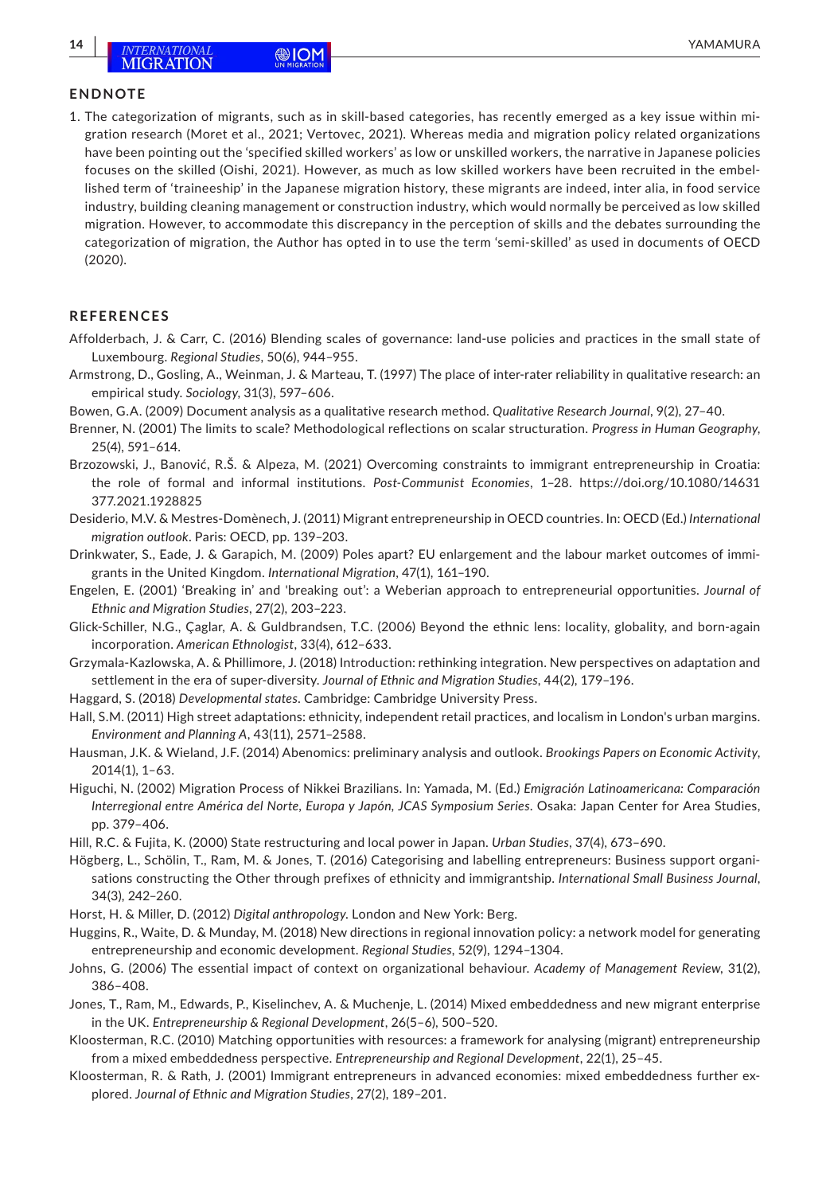## ENDNOTE

1. The categorization of migrants, such as in skill-based categories, has recently emerged as a key issue within migration research (Moret et al., 2021; Vertovec, 2021). Whereas media and migration policy related organizations have been pointing out the 'specified skilled workers' as low or unskilled workers, the narrative in Japanese policies focuses on the skilled (Oishi, 2021). However, as much as low skilled workers have been recruited in the embellished term of 'traineeship' in the Japanese migration history, these migrants are indeed, inter alia, in food service industry, building cleaning management or construction industry, which would normally be perceived as low skilled migration. However, to accommodate this discrepancy in the perception of skills and the debates surrounding the categorization of migration, the Author has opted in to use the term 'semi-skilled' as used in documents of OECD (2020).

## REFERENCES

Affolderbach, J. & Carr, C. (2016) Blending scales of governance: land-use policies and practices in the small state of Luxembourg. *Regional Studies*, 50(6), 944–955.

Armstrong, D., Gosling, A., Weinman, J. & Marteau, T. (1997) The place of inter-rater reliability in qualitative research: an empirical study. *Sociology*, 31(3), 597–606.

Bowen, G.A. (2009) Document analysis as a qualitative research method. *Qualitative Research Journal*, 9(2), 27–40.

Brenner, N. (2001) The limits to scale? Methodological reflections on scalar structuration. *Progress in Human Geography*, 25(4), 591–614.

Brzozowski, J., Banović, R.Š. & Alpeza, M. (2021) Overcoming constraints to immigrant entrepreneurship in Croatia: the role of formal and informal institutions. *Post-Communist Economies*, 1–28. https://doi.org/10.1080/14631377.2021.1928825

Desiderio, M.V. & Mestres-Domènech, J. (2011) Migrant entrepreneurship in OECD countries. In: OECD (Ed.) *International migration outlook*. Paris: OECD, pp. 139–203.

Drinkwater, S., Eade, J. & Garapich, M. (2009) Poles apart? EU enlargement and the labour market outcomes of immigrants in the United Kingdom. *International Migration*, 47(1), 161–190.

Engelen, E. (2001) 'Breaking in' and 'breaking out': a Weberian approach to entrepreneurial opportunities. *Journal of Ethnic and Migration Studies*, 27(2), 203–223.

Glick-Schiller, N.G., Çaglar, A. & Guldbrandsen, T.C. (2006) Beyond the ethnic lens: locality, globality, and born-again incorporation. *American Ethnologist*, 33(4), 612–633.

Grzymala-Kazlowska, A. & Phillimore, J. (2018) Introduction: rethinking integration. New perspectives on adaptation and settlement in the era of super-diversity. *Journal of Ethnic and Migration Studies*, 44(2), 179–196.

Haggard, S. (2018) *Developmental states*. Cambridge: Cambridge University Press.

Hall, S.M. (2011) High street adaptations: ethnicity, independent retail practices, and localism in London's urban margins. *Environment and Planning A*, 43(11), 2571–2588.

Hausman, J.K. & Wieland, J.F. (2014) Abenomics: preliminary analysis and outlook. *Brookings Papers on Economic Activity*, 2014(1), 1–63.

Higuchi, N. (2002) Migration Process of Nikkei Brazilians. In: Yamada, M. (Ed.) *Emigración Latinoamericana: Comparación Interregional entre América del Norte, Europa y Japón, JCAS Symposium Series*. Osaka: Japan Center for Area Studies, pp. 379–406.

Hill, R.C. & Fujita, K. (2000) State restructuring and local power in Japan. *Urban Studies*, 37(4), 673–690.

Högberg, L., Schölin, T., Ram, M. & Jones, T. (2016) Categorising and labelling entrepreneurs: Business support organisations constructing the Other through prefixes of ethnicity and immigrantship. *International Small Business Journal*, 34(3), 242–260.

Horst, H. & Miller, D. (2012) *Digital anthropology.* London and New York: Berg.

Huggins, R., Waite, D. & Munday, M. (2018) New directions in regional innovation policy: a network model for generating entrepreneurship and economic development. *Regional Studies*, 52(9), 1294–1304.

Johns, G. (2006) The essential impact of context on organizational behaviour. *Academy of Management Review*, 31(2), 386–408.

Jones, T., Ram, M., Edwards, P., Kiselinchev, A. & Muchenje, L. (2014) Mixed embeddedness and new migrant enterprise in the UK. *Entrepreneurship & Regional Development*, 26(5–6), 500–520.

Kloosterman, R.C. (2010) Matching opportunities with resources: a framework for analysing (migrant) entrepreneurship from a mixed embeddedness perspective. *Entrepreneurship and Regional Development*, 22(1), 25–45.

Kloosterman, R. & Rath, J. (2001) Immigrant entrepreneurs in advanced economies: mixed embeddedness further explored. *Journal of Ethnic and Migration Studies*, 27(2), 189–201.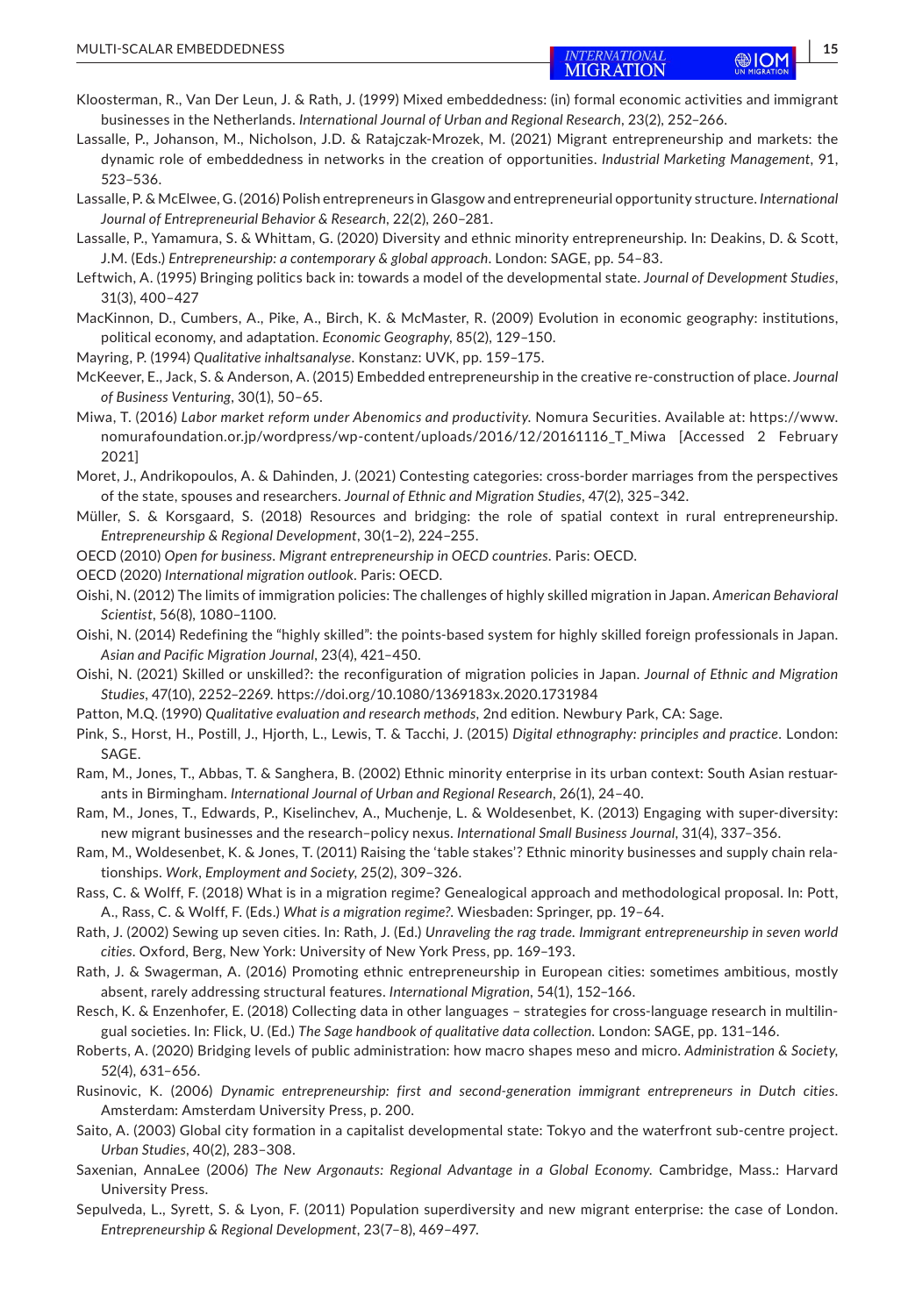Kloosterman, R., Van Der Leun, J. & Rath, J. (1999) Mixed embeddedness: (in) formal economic activities and immigrant businesses in the Netherlands. *International Journal of Urban and Regional Research*, 23(2), 252–266.

Lassalle, P., Johanson, M., Nicholson, J.D. & Ratajczak-Mrozek, M. (2021) Migrant entrepreneurship and markets: the dynamic role of embeddedness in networks in the creation of opportunities. *Industrial Marketing Management*, 91, 523–536.

Lassalle, P. & McElwee, G. (2016) Polish entrepreneurs in Glasgow and entrepreneurial opportunity structure. *International Journal of Entrepreneurial Behavior & Research*, 22(2), 260–281.

Lassalle, P., Yamamura, S. & Whittam, G. (2020) Diversity and ethnic minority entrepreneurship. In: Deakins, D. & Scott, J.M. (Eds.) *Entrepreneurship: a contemporary & global approach*. London: SAGE, pp. 54–83.

Leftwich, A. (1995) Bringing politics back in: towards a model of the developmental state. *Journal of Development Studies*, 31(3), 400–427

MacKinnon, D., Cumbers, A., Pike, A., Birch, K. & McMaster, R. (2009) Evolution in economic geography: institutions, political economy, and adaptation. *Economic Geography*, 85(2), 129–150.

Mayring, P. (1994) *Qualitative inhaltsanalyse*. Konstanz: UVK, pp. 159–175.

McKeever, E., Jack, S. & Anderson, A. (2015) Embedded entrepreneurship in the creative re-construction of place. *Journal of Business Venturing*, 30(1), 50–65.

Miwa, T. (2016) *Labor market reform under Abenomics and productivity*. Nomura Securities. Available at: https://www.nomurafoundation.or.jp/wordpress/wp-content/uploads/2016/12/20161116_T_Miwa [Accessed 2 February 2021]

Moret, J., Andrikopoulos, A. & Dahinden, J. (2021) Contesting categories: cross-border marriages from the perspectives of the state, spouses and researchers. *Journal of Ethnic and Migration Studies*, 47(2), 325–342.

Müller, S. & Korsgaard, S. (2018) Resources and bridging: the role of spatial context in rural entrepreneurship. *Entrepreneurship & Regional Development*, 30(1–2), 224–255.

OECD (2010) *Open for business. Migrant entrepreneurship in OECD countries*. Paris: OECD.

OECD (2020) *International migration outlook*. Paris: OECD.

Oishi, N. (2012) The limits of immigration policies: The challenges of highly skilled migration in Japan. *American Behavioral Scientist*, 56(8), 1080–1100.

Oishi, N. (2014) Redefining the "highly skilled": the points-based system for highly skilled foreign professionals in Japan. *Asian and Pacific Migration Journal*, 23(4), 421–450.

Oishi, N. (2021) Skilled or unskilled?: the reconfiguration of migration policies in Japan. *Journal of Ethnic and Migration Studies*, 47(10), 2252–2269. https://doi.org/10.1080/1369183x.2020.1731984

Patton, M.Q. (1990) *Qualitative evaluation and research methods*, 2nd edition. Newbury Park, CA: Sage.

Pink, S., Horst, H., Postill, J., Hjorth, L., Lewis, T. & Tacchi, J. (2015) *Digital ethnography: principles and practice*. London: SAGE.

Ram, M., Jones, T., Abbas, T. & Sanghera, B. (2002) Ethnic minority enterprise in its urban context: South Asian restuarants in Birmingham. *International Journal of Urban and Regional Research*, 26(1), 24–40.

Ram, M., Jones, T., Edwards, P., Kiselinchev, A., Muchenje, L. & Woldesenbet, K. (2013) Engaging with super-diversity: new migrant businesses and the research–policy nexus. *International Small Business Journal*, 31(4), 337–356.

Ram, M., Woldesenbet, K. & Jones, T. (2011) Raising the 'table stakes'? Ethnic minority businesses and supply chain relationships. *Work, Employment and Society*, 25(2), 309–326.

Rass, C. & Wolff, F. (2018) What is in a migration regime? Genealogical approach and methodological proposal. In: Pott, A., Rass, C. & Wolff, F. (Eds.) *What is a migration regime?*. Wiesbaden: Springer, pp. 19–64.

Rath, J. (2002) Sewing up seven cities. In: Rath, J. (Ed.) *Unraveling the rag trade. Immigrant entrepreneurship in seven world cities*. Oxford, Berg, New York: University of New York Press, pp. 169–193.

Rath, J. & Swagerman, A. (2016) Promoting ethnic entrepreneurship in European cities: sometimes ambitious, mostly absent, rarely addressing structural features. *International Migration*, 54(1), 152–166.

Resch, K. & Enzenhofer, E. (2018) Collecting data in other languages – strategies for cross-language research in multilingual societies. In: Flick, U. (Ed.) *The Sage handbook of qualitative data collection*. London: SAGE, pp. 131–146.

Roberts, A. (2020) Bridging levels of public administration: how macro shapes meso and micro. *Administration & Society*, 52(4), 631–656.

Rusinovic, K. (2006) *Dynamic entrepreneurship: first and second-generation immigrant entrepreneurs in Dutch cities*. Amsterdam: Amsterdam University Press, p. 200.

Saito, A. (2003) Global city formation in a capitalist developmental state: Tokyo and the waterfront sub-centre project. *Urban Studies*, 40(2), 283–308.

Saxenian, AnnaLee (2006) *The New Argonauts: Regional Advantage in a Global Economy*. Cambridge, Mass.: Harvard University Press.

Sepulveda, L., Syrett, S. & Lyon, F. (2011) Population superdiversity and new migrant enterprise: the case of London. *Entrepreneurship & Regional Development*, 23(7–8), 469–497.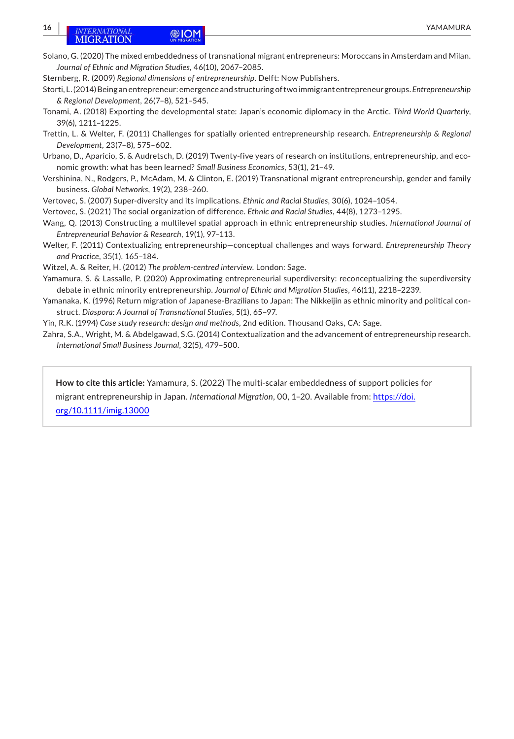Solano, G. (2020) The mixed embeddedness of transnational migrant entrepreneurs: Moroccans in Amsterdam and Milan. *Journal of Ethnic and Migration Studies*, 46(10), 2067–2085.

Sternberg, R. (2009) *Regional dimensions of entrepreneurship*. Delft: Now Publishers.

Storti, L. (2014) Being an entrepreneur: emergence and structuring of two immigrant entrepreneur groups. *Entrepreneurship & Regional Development*, 26(7–8), 521–545.

Tonami, A. (2018) Exporting the developmental state: Japan's economic diplomacy in the Arctic. *Third World Quarterly*, 39(6), 1211–1225.

Trettin, L. & Welter, F. (2011) Challenges for spatially oriented entrepreneurship research. *Entrepreneurship & Regional Development*, 23(7–8), 575–602.

Urbano, D., Aparicio, S. & Audretsch, D. (2019) Twenty-five years of research on institutions, entrepreneurship, and economic growth: what has been learned? *Small Business Economics*, 53(1), 21–49.

Vershinina, N., Rodgers, P., McAdam, M. & Clinton, E. (2019) Transnational migrant entrepreneurship, gender and family business. *Global Networks*, 19(2), 238–260.

Vertovec, S. (2007) Super-diversity and its implications. *Ethnic and Racial Studies*, 30(6), 1024–1054.

Vertovec, S. (2021) The social organization of difference. *Ethnic and Racial Studies*, 44(8), 1273–1295.

Wang, Q. (2013) Constructing a multilevel spatial approach in ethnic entrepreneurship studies. *International Journal of Entrepreneurial Behavior & Research*, 19(1), 97–113.

Welter, F. (2011) Contextualizing entrepreneurship—conceptual challenges and ways forward. *Entrepreneurship Theory and Practice*, 35(1), 165–184.

Witzel, A. & Reiter, H. (2012) *The problem-centred interview*. London: Sage.

Yamamura, S. & Lassalle, P. (2020) Approximating entrepreneurial superdiversity: reconceptualizing the superdiversity debate in ethnic minority entrepreneurship. *Journal of Ethnic and Migration Studies*, 46(11), 2218–2239.

Yamanaka, K. (1996) Return migration of Japanese-Brazilians to Japan: The Nikkeijin as ethnic minority and political construct. *Diaspora: A Journal of Transnational Studies*, 5(1), 65–97.

Yin, R.K. (1994) *Case study research: design and methods*, 2nd edition. Thousand Oaks, CA: Sage.

Zahra, S.A., Wright, M. & Abdelgawad, S.G. (2014) Contextualization and the advancement of entrepreneurship research. *International Small Business Journal*, 32(5), 479–500.

**How to cite this article:** Yamamura, S. (2022) The multi-scalar embeddedness of support policies for migrant entrepreneurship in Japan. *International Migration*, 00, 1–20. Available from: https://doi.org/10.1111/imig.13000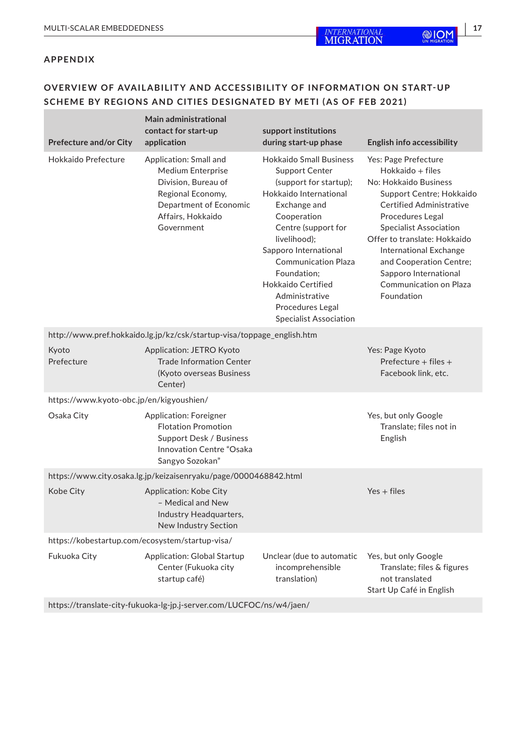## APPENDIX

### OVERVIEW OF AVAILABILITY AND ACCESSIBILITY OF INFORMATION ON START-UP SCHEME BY REGIONS AND CITIES DESIGNATED BY METI (AS OF FEB 2021)

| Prefecture and/or City | Main administrational contact for start-up application | support institutions during start-up phase | English info accessibility |
|---|---|---|---|
| Hokkaido Prefecture | Application: Small and Medium Enterprise Division, Bureau of Regional Economy, Department of Economic Affairs, Hokkaido Government | Hokkaido Small Business Support Center (support for startup); Hokkaido International Exchange and Cooperation Centre (support for livelihood); Sapporo International Communication Plaza Foundation; Hokkaido Certified Administrative Procedures Legal Specialist Association | Yes: Page Prefecture Hokkaido + files<br>No: Hokkaido Business Support Centre; Hokkaido Certified Administrative Procedures Legal Specialist Association<br>Offer to translate: Hokkaido International Exchange and Cooperation Centre; Sapporo International Communication on Plaza Foundation |
| http://www.pref.hokkaido.lg.jp/kz/csk/startup-visa/toppage_english.htm | | | |
| Kyoto Prefecture | Application: JETRO Kyoto Trade Information Center (Kyoto overseas Business Center) | | Yes: Page Kyoto Prefecture + files + Facebook link, etc. |
| https://www.kyoto-obc.jp/en/kigyoushien/ | | | |
| Osaka City | Application: Foreigner Flotation Promotion Support Desk / Business Innovation Centre "Osaka Sangyo Sozokan" | | Yes, but only Google Translate; files not in English |
| https://www.city.osaka.lg.jp/keizaisenryaku/page/0000468842.html | | | |
| Kobe City | Application: Kobe City – Medical and New Industry Headquarters, New Industry Section | | Yes + files |
| https://kobestartup.com/ecosystem/startup-visa/ | | | |
| Fukuoka City | Application: Global Startup Center (Fukuoka city startup café) | Unclear (due to automatic incomprehensible translation) | Yes, but only Google Translate; files & figures not translated<br>Start Up Café in English |
| https://translate-city-fukuoka-lg-jp.j-server.com/LUCFOC/ns/w4/jaen/ | | | |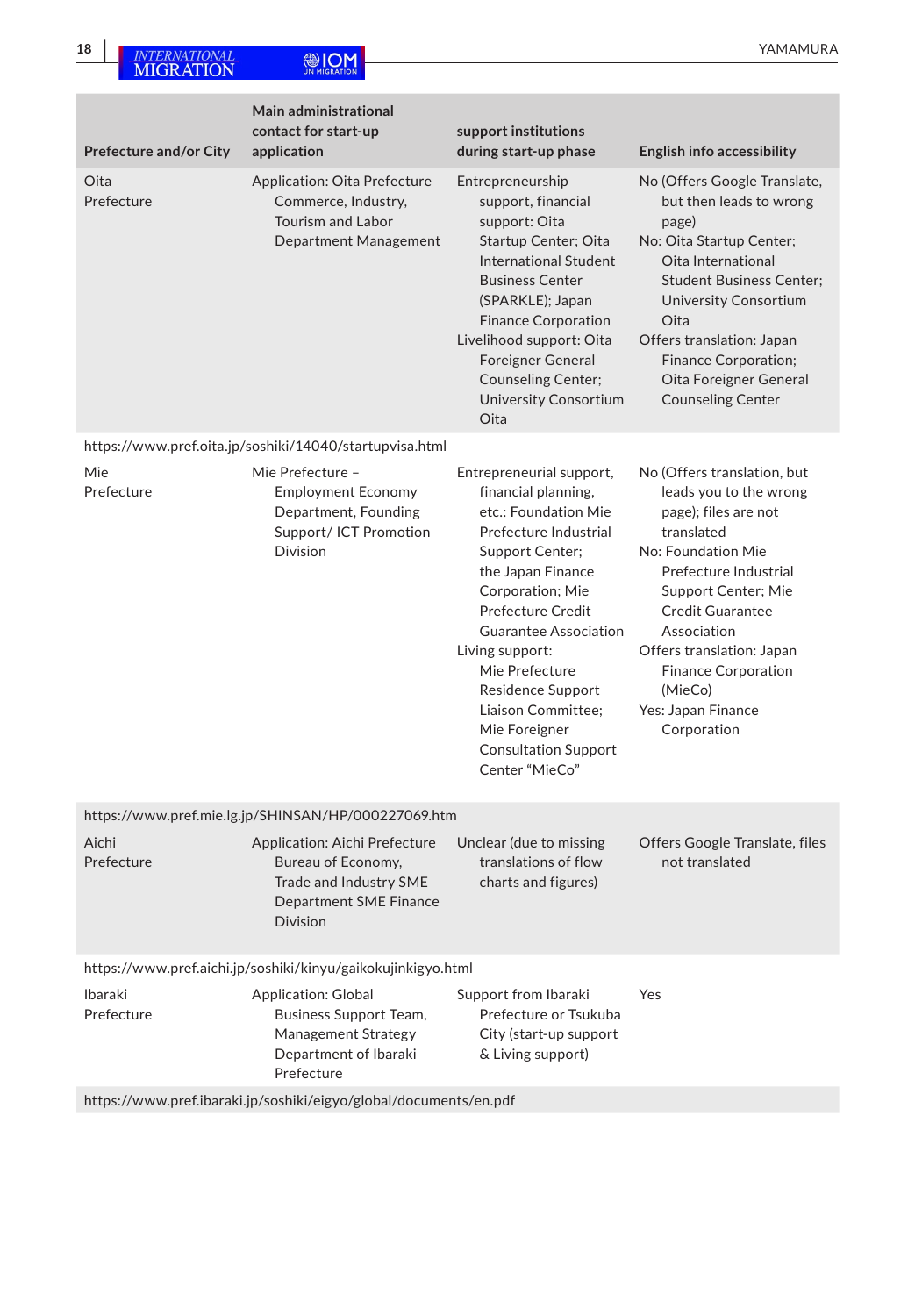| Prefecture and/or City | Main administrational contact for start-up application | support institutions during start-up phase | English info accessibility |
|---|---|---|---|
| Oita Prefecture | Application: Oita Prefecture Commerce, Industry, Tourism and Labor Department Management | Entrepreneurship support, financial support: Oita Startup Center; Oita International Student Business Center (SPARKLE); Japan Finance Corporation<br>Livelihood support: Oita Foreigner General Counseling Center; University Consortium Oita | No (Offers Google Translate, but then leads to wrong page)<br>No: Oita Startup Center; Oita International Student Business Center; University Consortium Oita<br>Offers translation: Japan Finance Corporation; Oita Foreigner General Counseling Center |
| https://www.pref.oita.jp/soshiki/14040/startupvisa.html | | | |
| Mie Prefecture | Mie Prefecture – Employment Economy Department, Founding Support/ ICT Promotion Division | Entrepreneurial support, financial planning, etc.: Foundation Mie Prefecture Industrial Support Center; the Japan Finance Corporation; Mie Prefecture Credit Guarantee Association<br>Living support: Mie Prefecture Residence Support Liaison Committee; Mie Foreigner Consultation Support Center “MieCo” | No (Offers translation, but leads you to the wrong page); files are not translated<br>No: Foundation Mie Prefecture Industrial Support Center; Mie Credit Guarantee Association<br>Offers translation: Japan Finance Corporation (MieCo)<br>Yes: Japan Finance Corporation |
| https://www.pref.mie.lg.jp/SHINSAN/HP/000227069.htm | | | |
| Aichi Prefecture | Application: Aichi Prefecture Bureau of Economy, Trade and Industry SME Department SME Finance Division | Unclear (due to missing translations of flow charts and figures) | Offers Google Translate, files not translated |
| https://www.pref.aichi.jp/soshiki/kinyu/gaikokujinkigyo.html | | | |
| Ibaraki Prefecture | Application: Global Business Support Team, Management Strategy Department of Ibaraki Prefecture | Support from Ibaraki Prefecture or Tsukuba City (start-up support & Living support) | Yes |
| https://www.pref.ibaraki.jp/soshiki/eigyo/global/documents/en.pdf | | | |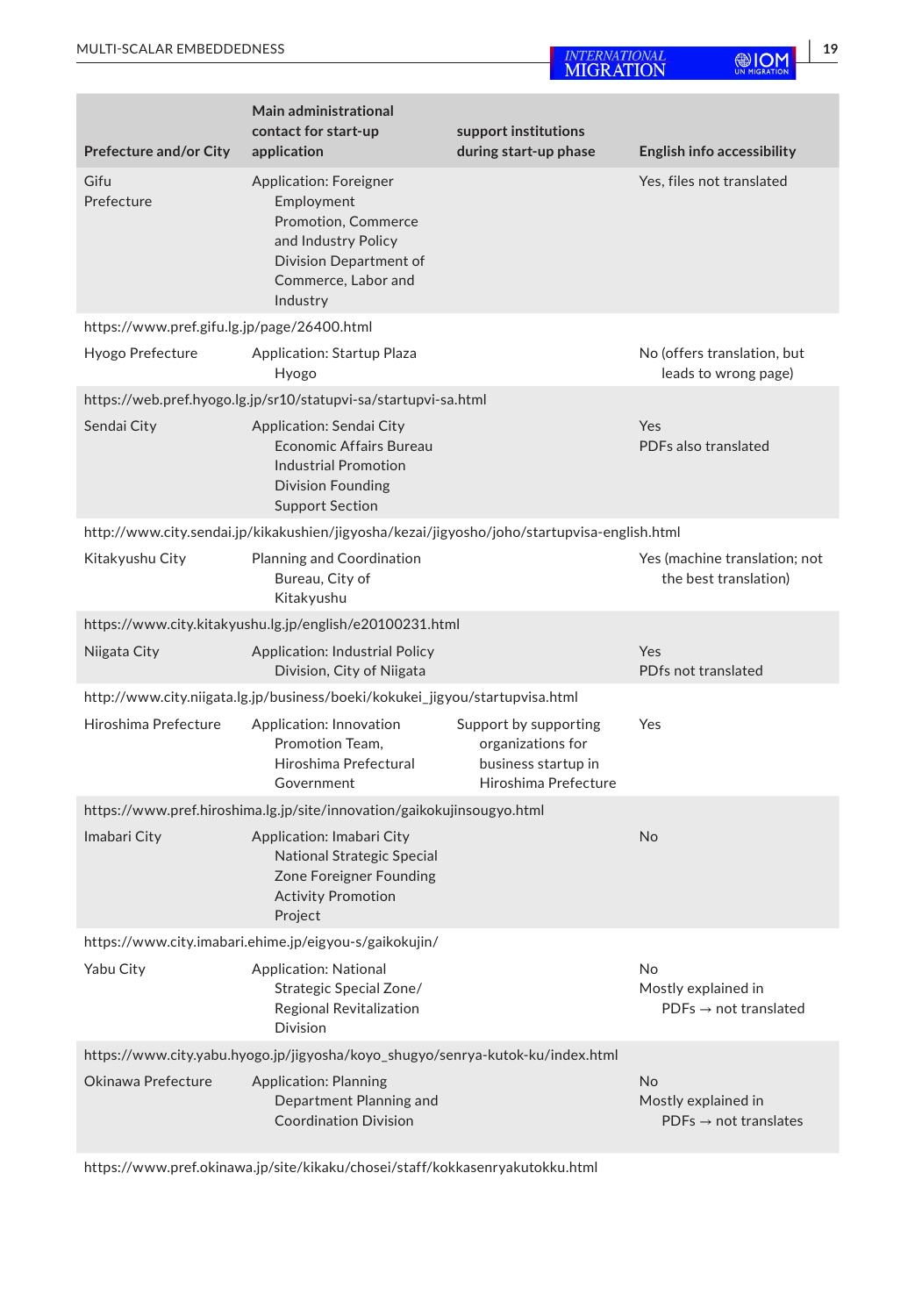| Prefecture and/or City | Main administrational contact for start-up application | support institutions during start-up phase | English info accessibility |
|---|---|---|---|
| Gifu Prefecture | Application: Foreigner Employment Promotion, Commerce and Industry Policy Division Department of Commerce, Labor and Industry | | Yes, files not translated |
| https://www.pref.gifu.lg.jp/page/26400.html | | | |
| Hyogo Prefecture | Application: Startup Plaza Hyogo | | No (offers translation, but leads to wrong page) |
| https://web.pref.hyogo.lg.jp/sr10/statupvi-sa/startupvi-sa.html | | | |
| Sendai City | Application: Sendai City Economic Affairs Bureau Industrial Promotion Division Founding Support Section | | Yes PDFs also translated |
| http://www.city.sendai.jp/kikakushien/jigyosha/kezai/jigyosho/joho/startupvisa-english.html | | | |
| Kitakyushu City | Planning and Coordination Bureau, City of Kitakyushu | | Yes (machine translation; not the best translation) |
| https://www.city.kitakyushu.lg.jp/english/e20100231.html | | | |
| Niigata City | Application: Industrial Policy Division, City of Niigata | | Yes PDFs not translated |
| http://www.city.niigata.lg.jp/business/boeki/kokukei_jigyou/startupvisa.html | | | |
| Hiroshima Prefecture | Application: Innovation Promotion Team, Hiroshima Prefectural Government | Support by supporting organizations for business startup in Hiroshima Prefecture | Yes |
| https://www.pref.hiroshima.lg.jp/site/innovation/gaikokujinsougyo.html | | | |
| Imabari City | Application: Imabari City National Strategic Special Zone Foreigner Founding Activity Promotion Project | | No |
| https://www.city.imabari.ehime.jp/eigyou-s/gaikokujin/ | | | |
| Yabu City | Application: National Strategic Special Zone/ Regional Revitalization Division | | No Mostly explained in PDFs → not translated |
| https://www.city.yabu.hyogo.jp/jigyosha/koyo_shugyo/senrya-kutok-ku/index.html | | | |
| Okinawa Prefecture | Application: Planning Department Planning and Coordination Division | | No Mostly explained in PDFs → not translates |
| https://www.pref.okinawa.jp/site/kikaku/chosei/staff/kokkasenryakutokku.html | | | |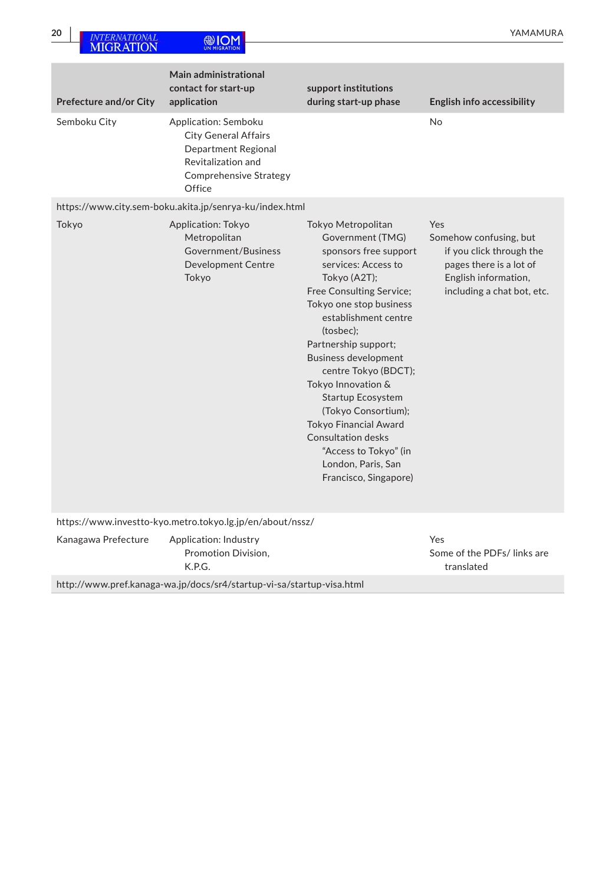| Prefecture and/or City | Main administrational contact for start-up application | support institutions during start-up phase | English info accessibility |
|---|---|---|---|
| Semboku City | Application: Semboku City General Affairs Department Regional Revitalization and Comprehensive Strategy Office | | No |
| https://www.city.sem-boku.akita.jp/senrya-ku/index.html | | | |
| Tokyo | Application: Tokyo Metropolitan Government/Business Development Centre Tokyo | Tokyo Metropolitan Government (TMG) sponsors free support services: Access to Tokyo (A2T); Free Consulting Service; Tokyo one stop business establishment centre (tosbec); Partnership support; Business development centre Tokyo (BDCT); Tokyo Innovation & Startup Ecosystem (Tokyo Consortium); Tokyo Financial Award Consultation desks "Access to Tokyo" (in London, Paris, San Francisco, Singapore) | Yes Somehow confusing, but if you click through the pages there is a lot of English information, including a chat bot, etc. |
| https://www.investto-kyo.metro.tokyo.lg.jp/en/about/nssz/ | | | |
| Kanagawa Prefecture | Application: Industry Promotion Division, K.P.G. | | Yes Some of the PDFs/ links are translated |
| http://www.pref.kanaga-wa.jp/docs/sr4/startup-vi-sa/startup-visa.html | | | |